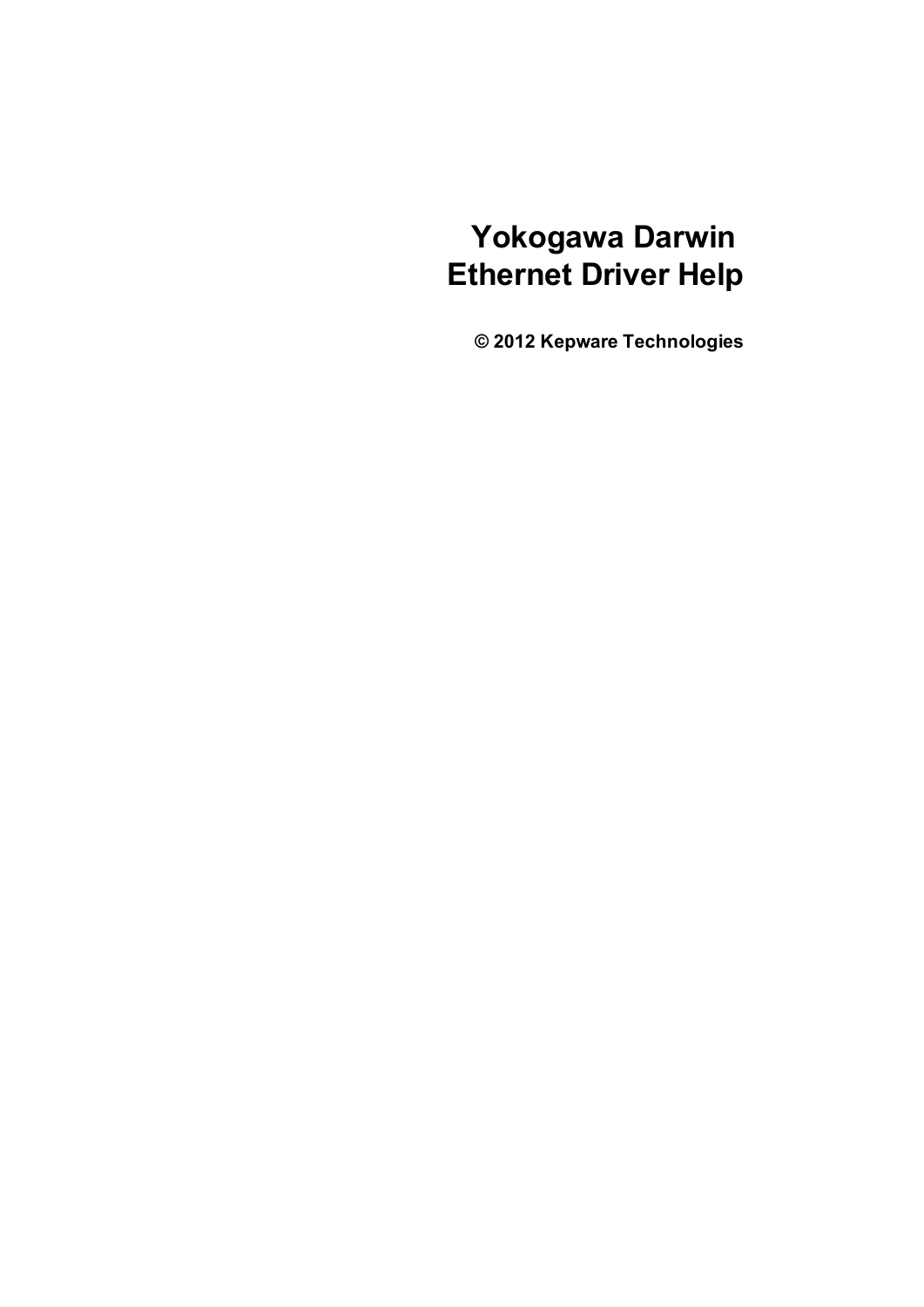# Yokogawa Darwin Ethernet Driver Help

**© 2012 Kepware Technologies**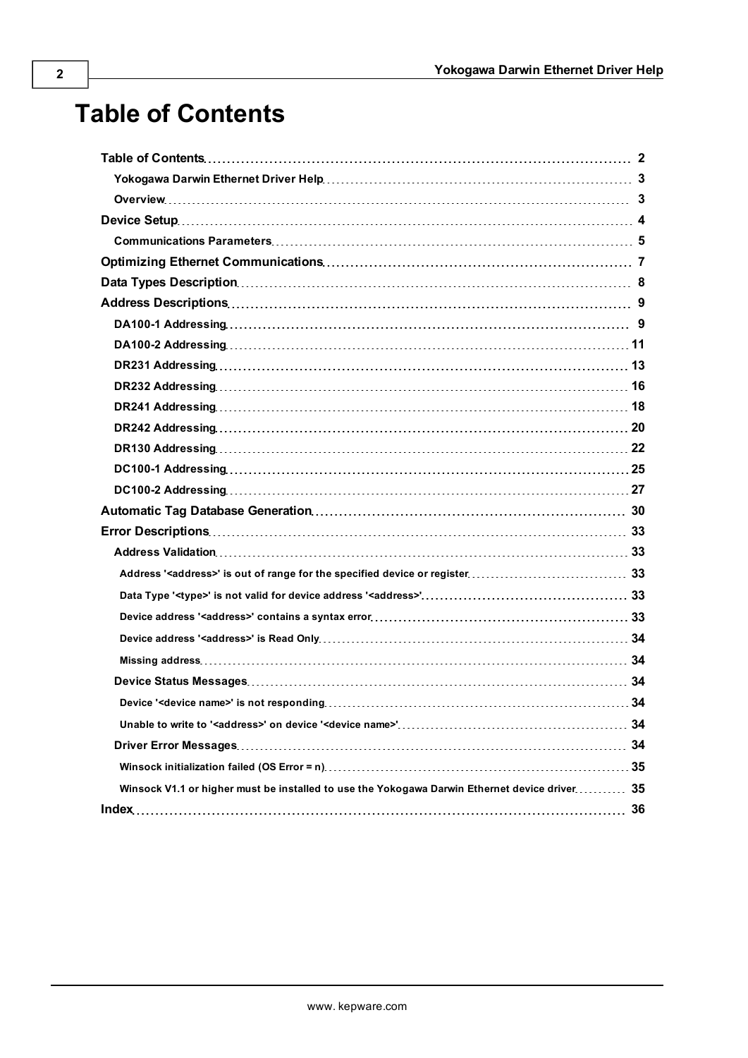# Table of Contents

| | |
|---|---|
| **Table of Contents** | **2** |
| **Yokogawa Darwin Ethernet Driver Help** | **3** |
| **Overview** | **3** |
| **Device Setup** | **4** |
| **Communications Parameters** | **5** |
| **Optimizing Ethernet Communications** | **7** |
| **Data Types Description** | **8** |
| **Address Descriptions** | **9** |
| **DA100-1 Addressing** | **9** |
| **DA100-2 Addressing** | **11** |
| **DR231 Addressing** | **13** |
| **DR232 Addressing** | **16** |
| **DR241 Addressing** | **18** |
| **DR242 Addressing** | **20** |
| **DR130 Addressing** | **22** |
| **DC100-1 Addressing** | **25** |
| **DC100-2 Addressing** | **27** |
| **Automatic Tag Database Generation** | **30** |
| **Error Descriptions** | **33** |
| **Address Validation** | **33** |
| **Address '<address>' is out of range for the specified device or register** | **33** |
| **Data Type '<type>' is not valid for device address '<address>'** | **33** |
| **Device address '<address>' contains a syntax error** | **33** |
| **Device address '<address>' is Read Only** | **34** |
| **Missing address** | **34** |
| **Device Status Messages** | **34** |
| **Device '<device name>' is not responding** | **34** |
| **Unable to write to '<address>' on device '<device name>'** | **34** |
| **Driver Error Messages** | **34** |
| **Winsock initialization failed (OS Error = n)** | **35** |
| **Winsock V1.1 or higher must be installed to use the Yokogawa Darwin Ethernet device driver** | **35** |
| **Index** | **36** |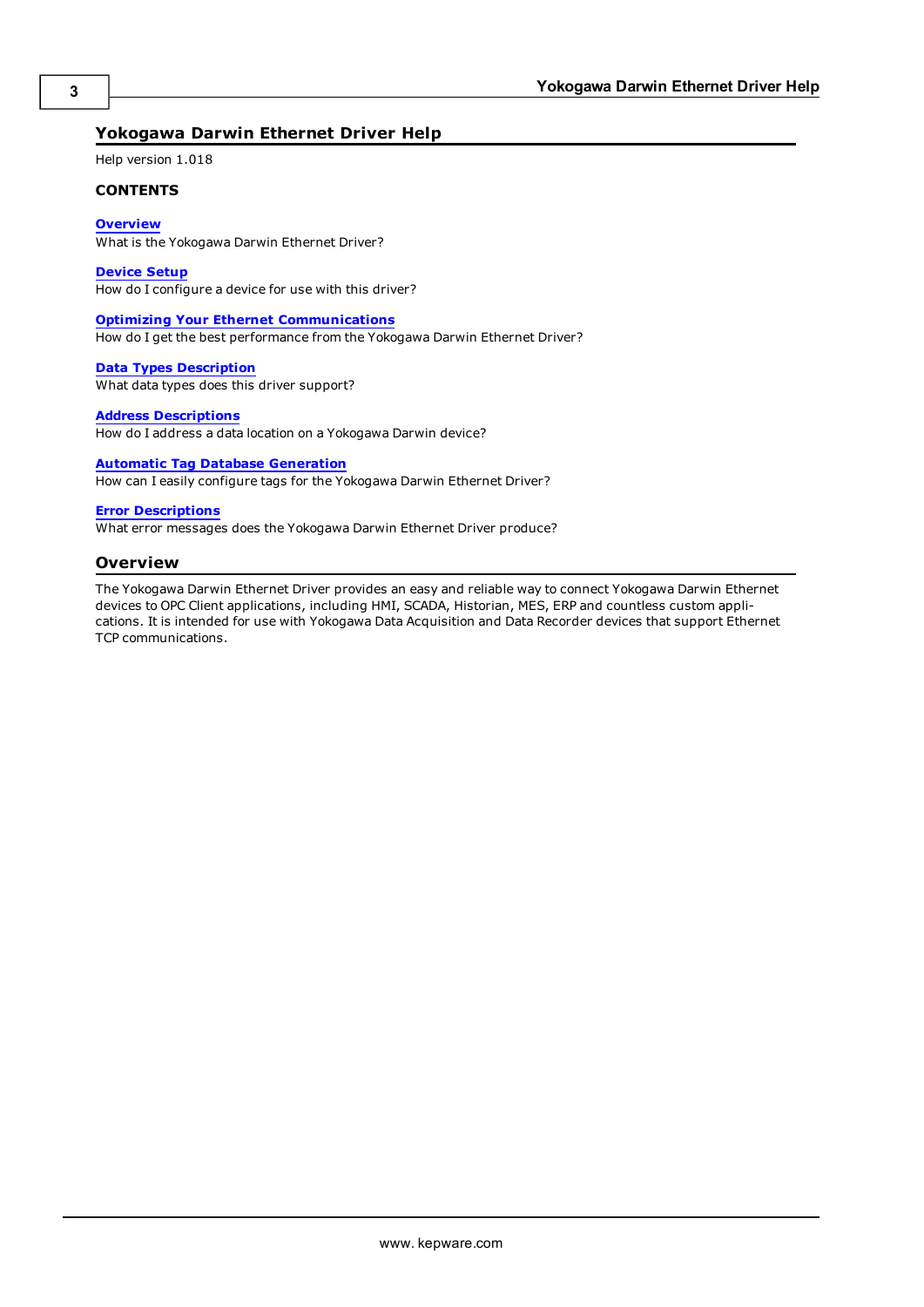# Yokogawa Darwin Ethernet Driver Help

Help version 1.018

**CONTENTS**

**Overview**
What is the Yokogawa Darwin Ethernet Driver?

**Device Setup**
How do I configure a device for use with this driver?

**Optimizing Your Ethernet Communications**
How do I get the best performance from the Yokogawa Darwin Ethernet Driver?

**Data Types Description**
What data types does this driver support?

**Address Descriptions**
How do I address a data location on a Yokogawa Darwin device?

**Automatic Tag Database Generation**
How can I easily configure tags for the Yokogawa Darwin Ethernet Driver?

**Error Descriptions**
What error messages does the Yokogawa Darwin Ethernet Driver produce?

## Overview

The Yokogawa Darwin Ethernet Driver provides an easy and reliable way to connect Yokogawa Darwin Ethernet devices to OPC Client applications, including HMI, SCADA, Historian, MES, ERP and countless custom applications. It is intended for use with Yokogawa Data Acquisition and Data Recorder devices that support Ethernet TCP communications.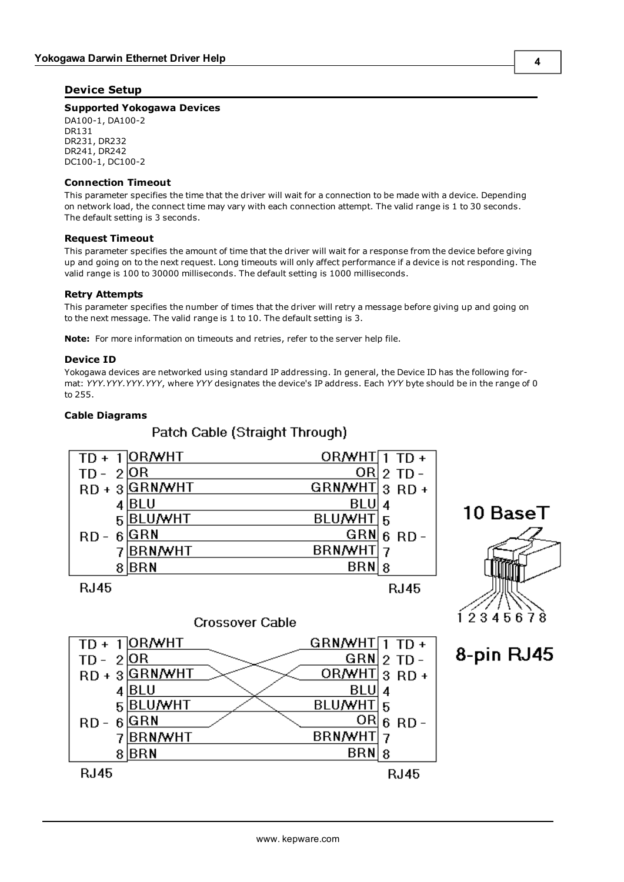## Device Setup

### Supported Yokogawa Devices

DA100-1, DA100-2
DR131
DR231, DR232
DR241, DR242
DC100-1, DC100-2

### Connection Timeout

This parameter specifies the time that the driver will wait for a connection to be made with a device. Depending on network load, the connect time may vary with each connection attempt. The valid range is 1 to 30 seconds. The default setting is 3 seconds.

### Request Timeout

This parameter specifies the amount of time that the driver will wait for a response from the device before giving up and going on to the next request. Long timeouts will only affect performance if a device is not responding. The valid range is 100 to 30000 milliseconds. The default setting is 1000 milliseconds.

### Retry Attempts

This parameter specifies the number of times that the driver will retry a message before giving up and going on to the next message. The valid range is 1 to 10. The default setting is 3.

**Note:** For more information on timeouts and retries, refer to the server help file.

### Device ID

Yokogawa devices are networked using standard IP addressing. In general, the Device ID has the following format: *YYY.YYY.YYY.YYY*, where *YYY* designates the device's IP address. Each *YYY* byte should be in the range of 0 to 255.

### Cable Diagrams

**Patch Cable (Straight Through)**

| Signal | RJ45 Pin | Wire | Wire | RJ45 Pin | Signal |
|---|---|---|---|---|---|
| TD + | 1 | OR/WHT | OR/WHT | 1 | TD + |
| TD - | 2 | OR | OR | 2 | TD - |
| RD + | 3 | GRN/WHT | GRN/WHT | 3 | RD + |
| | 4 | BLU | BLU | 4 | |
| | 5 | BLU/WHT | BLU/WHT | 5 | |
| RD - | 6 | GRN | GRN | 6 | RD - |
| | 7 | BRN/WHT | BRN/WHT | 7 | |
| | 8 | BRN | BRN | 8 | |

**Crossover Cable**

| Signal | RJ45 Pin | Wire | Wire | RJ45 Pin | Signal |
|---|---|---|---|---|---|
| TD + | 1 | OR/WHT | GRN/WHT | 1 | TD + |
| TD - | 2 | OR | GRN | 2 | TD - |
| RD + | 3 | GRN/WHT | OR/WHT | 3 | RD + |
| | 4 | BLU | BLU | 4 | |
| | 5 | BLU/WHT | BLU/WHT | 5 | |
| RD - | 6 | GRN | OR | 6 | RD - |
| | 7 | BRN/WHT | BRN/WHT | 7 | |
| | 8 | BRN | BRN | 8 | |

10 BaseT

8-pin RJ45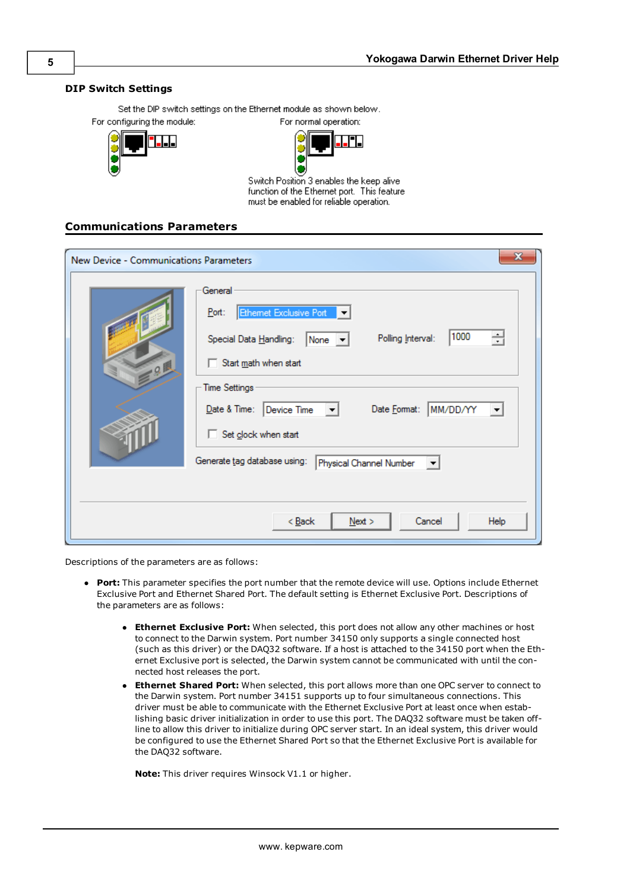### DIP Switch Settings

Set the DIP switch settings on the Ethernet module as shown below.

For configuring the module:

For normal operation:

Switch Position 3 enables the keep alive function of the Ethernet port. This feature must be enabled for reliable operation.

### Communications Parameters

New Device - Communications Parameters

General

Port: Ethernet Exclusive Port

Special Data Handling: None

Polling Interval: 1000

Start math when start

Time Settings

Date & Time: Device Time

Date Format: MM/DD/YY

Set clock when start

Generate tag database using: Physical Channel Number

< Back | Next > | Cancel | Help

Descriptions of the parameters are as follows:

- **Port:** This parameter specifies the port number that the remote device will use. Options include Ethernet Exclusive Port and Ethernet Shared Port. The default setting is Ethernet Exclusive Port. Descriptions of the parameters are as follows:
  - **Ethernet Exclusive Port:** When selected, this port does not allow any other machines or host to connect to the Darwin system. Port number 34150 only supports a single connected host (such as this driver) or the DAQ32 software. If a host is attached to the 34150 port when the Ethernet Exclusive port is selected, the Darwin system cannot be communicated with until the connected host releases the port.
  - **Ethernet Shared Port:** When selected, this port allows more than one OPC server to connect to the Darwin system. Port number 34151 supports up to four simultaneous connections. This driver must be able to communicate with the Ethernet Exclusive Port at least once when establishing basic driver initialization in order to use this port. The DAQ32 software must be taken offline to allow this driver to initialize during OPC server start. In an ideal system, this driver would be configured to use the Ethernet Shared Port so that the Ethernet Exclusive Port is available for the DAQ32 software.

  **Note:** This driver requires Winsock V1.1 or higher.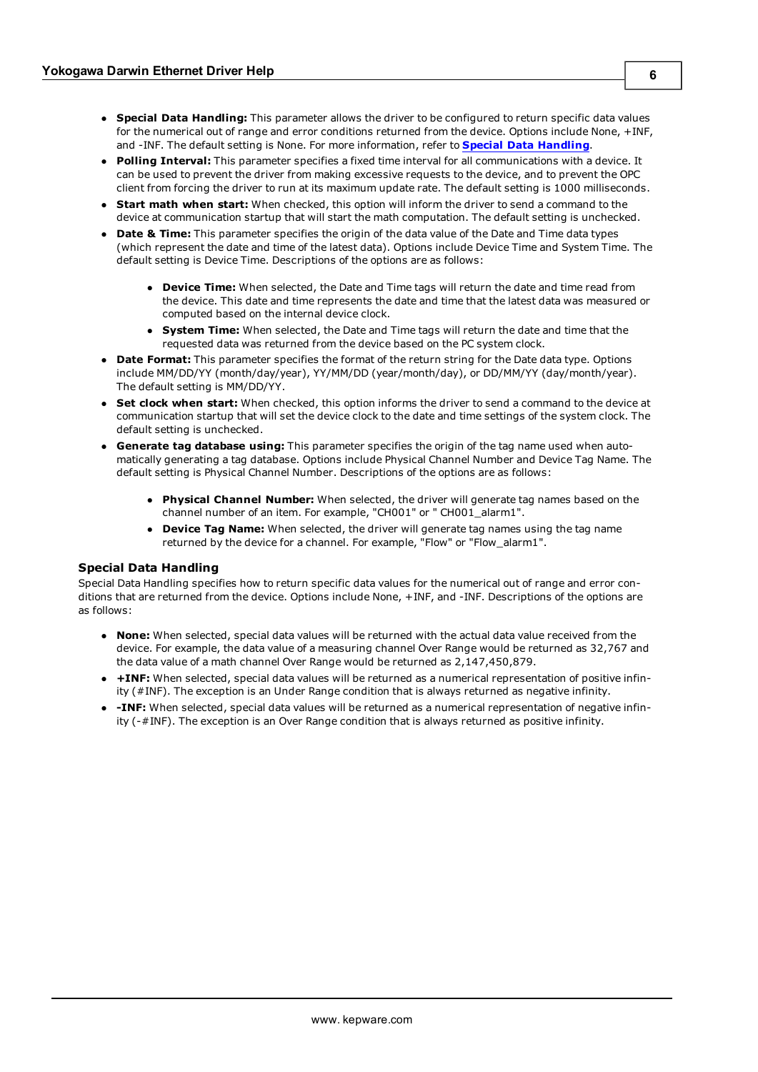- **Special Data Handling:** This parameter allows the driver to be configured to return specific data values for the numerical out of range and error conditions returned from the device. Options include None, +INF, and -INF. The default setting is None. For more information, refer to **Special Data Handling**.
- **Polling Interval:** This parameter specifies a fixed time interval for all communications with a device. It can be used to prevent the driver from making excessive requests to the device, and to prevent the OPC client from forcing the driver to run at its maximum update rate. The default setting is 1000 milliseconds.
- **Start math when start:** When checked, this option will inform the driver to send a command to the device at communication startup that will start the math computation. The default setting is unchecked.
- **Date & Time:** This parameter specifies the origin of the data value of the Date and Time data types (which represent the date and time of the latest data). Options include Device Time and System Time. The default setting is Device Time. Descriptions of the options are as follows:
    - **Device Time:** When selected, the Date and Time tags will return the date and time read from the device. This date and time represents the date and time that the latest data was measured or computed based on the internal device clock.
    - **System Time:** When selected, the Date and Time tags will return the date and time that the requested data was returned from the device based on the PC system clock.
- **Date Format:** This parameter specifies the format of the return string for the Date data type. Options include MM/DD/YY (month/day/year), YY/MM/DD (year/month/day), or DD/MM/YY (day/month/year). The default setting is MM/DD/YY.
- **Set clock when start:** When checked, this option informs the driver to send a command to the device at communication startup that will set the device clock to the date and time settings of the system clock. The default setting is unchecked.
- **Generate tag database using:** This parameter specifies the origin of the tag name used when automatically generating a tag database. Options include Physical Channel Number and Device Tag Name. The default setting is Physical Channel Number. Descriptions of the options are as follows:
    - **Physical Channel Number:** When selected, the driver will generate tag names based on the channel number of an item. For example, "CH001" or " CH001_alarm1".
    - **Device Tag Name:** When selected, the driver will generate tag names using the tag name returned by the device for a channel. For example, "Flow" or "Flow_alarm1".

### Special Data Handling

Special Data Handling specifies how to return specific data values for the numerical out of range and error conditions that are returned from the device. Options include None, +INF, and -INF. Descriptions of the options are as follows:

- **None:** When selected, special data values will be returned with the actual data value received from the device. For example, the data value of a measuring channel Over Range would be returned as 32,767 and the data value of a math channel Over Range would be returned as 2,147,450,879.
- **+INF:** When selected, special data values will be returned as a numerical representation of positive infinity (#INF). The exception is an Under Range condition that is always returned as negative infinity.
- **-INF:** When selected, special data values will be returned as a numerical representation of negative infinity (-#INF). The exception is an Over Range condition that is always returned as positive infinity.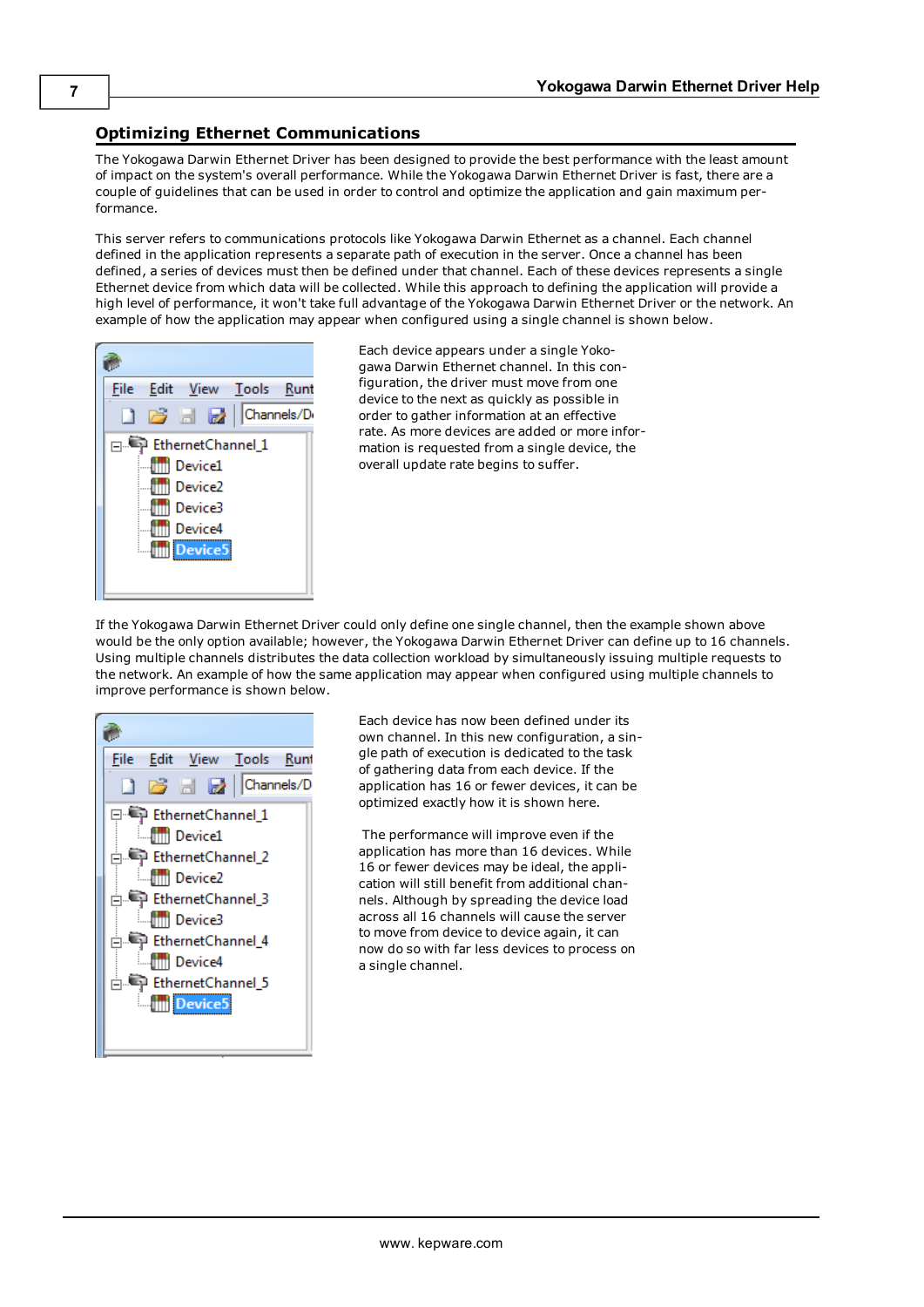## Optimizing Ethernet Communications

The Yokogawa Darwin Ethernet Driver has been designed to provide the best performance with the least amount of impact on the system's overall performance. While the Yokogawa Darwin Ethernet Driver is fast, there are a couple of guidelines that can be used in order to control and optimize the application and gain maximum performance.

This server refers to communications protocols like Yokogawa Darwin Ethernet as a channel. Each channel defined in the application represents a separate path of execution in the server. Once a channel has been defined, a series of devices must then be defined under that channel. Each of these devices represents a single Ethernet device from which data will be collected. While this approach to defining the application will provide a high level of performance, it won't take full advantage of the Yokogawa Darwin Ethernet Driver or the network. An example of how the application may appear when configured using a single channel is shown below.

Each device appears under a single Yokogawa Darwin Ethernet channel. In this configuration, the driver must move from one device to the next as quickly as possible in order to gather information at an effective rate. As more devices are added or more information is requested from a single device, the overall update rate begins to suffer.

If the Yokogawa Darwin Ethernet Driver could only define one single channel, then the example shown above would be the only option available; however, the Yokogawa Darwin Ethernet Driver can define up to 16 channels. Using multiple channels distributes the data collection workload by simultaneously issuing multiple requests to the network. An example of how the same application may appear when configured using multiple channels to improve performance is shown below.

Each device has now been defined under its own channel. In this new configuration, a single path of execution is dedicated to the task of gathering data from each device. If the application has 16 or fewer devices, it can be optimized exactly how it is shown here.

The performance will improve even if the application has more than 16 devices. While 16 or fewer devices may be ideal, the application will still benefit from additional channels. Although by spreading the device load across all 16 channels will cause the server to move from device to device again, it can now do so with far less devices to process on a single channel.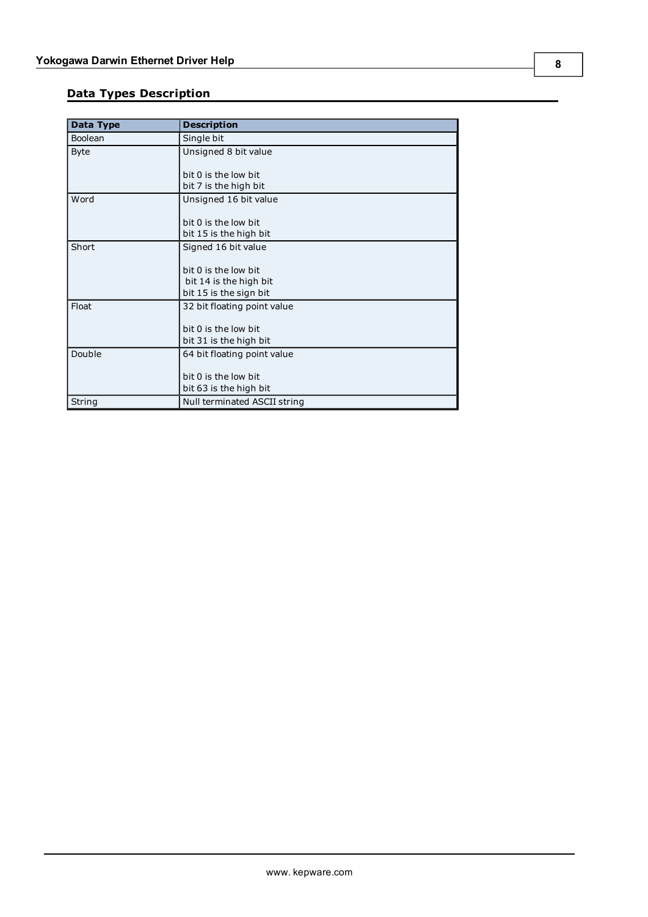## Data Types Description

| Data Type | Description |
| --- | --- |
| Boolean | Single bit |
| Byte | Unsigned 8 bit value<br><br>bit 0 is the low bit<br>bit 7 is the high bit |
| Word | Unsigned 16 bit value<br><br>bit 0 is the low bit<br>bit 15 is the high bit |
| Short | Signed 16 bit value<br><br>bit 0 is the low bit<br>bit 14 is the high bit<br>bit 15 is the sign bit |
| Float | 32 bit floating point value<br><br>bit 0 is the low bit<br>bit 31 is the high bit |
| Double | 64 bit floating point value<br><br>bit 0 is the low bit<br>bit 63 is the high bit |
| String | Null terminated ASCII string |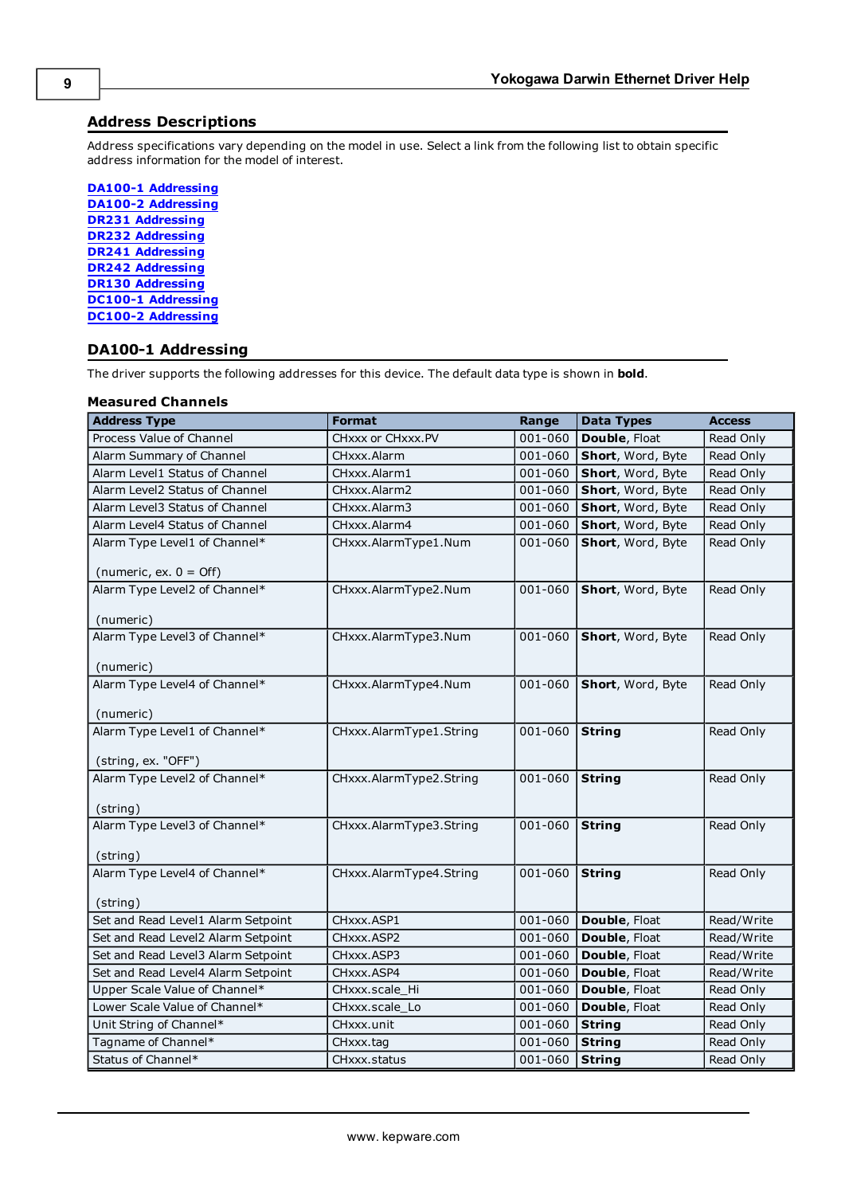## Address Descriptions

Address specifications vary depending on the model in use. Select a link from the following list to obtain specific address information for the model of interest.

**DA100-1 Addressing**
**DA100-2 Addressing**
**DR231 Addressing**
**DR232 Addressing**
**DR241 Addressing**
**DR242 Addressing**
**DR130 Addressing**
**DC100-1 Addressing**
**DC100-2 Addressing**

## DA100-1 Addressing

The driver supports the following addresses for this device. The default data type is shown in **bold**.

### Measured Channels

| Address Type | Format | Range | Data Types | Access |
|---|---|---|---|---|
| Process Value of Channel | CHxxx or CHxxx.PV | 001-060 | **Double**, Float | Read Only |
| Alarm Summary of Channel | CHxxx.Alarm | 001-060 | **Short**, Word, Byte | Read Only |
| Alarm Level1 Status of Channel | CHxxx.Alarm1 | 001-060 | **Short**, Word, Byte | Read Only |
| Alarm Level2 Status of Channel | CHxxx.Alarm2 | 001-060 | **Short**, Word, Byte | Read Only |
| Alarm Level3 Status of Channel | CHxxx.Alarm3 | 001-060 | **Short**, Word, Byte | Read Only |
| Alarm Level4 Status of Channel | CHxxx.Alarm4 | 001-060 | **Short**, Word, Byte | Read Only |
| Alarm Type Level1 of Channel* (numeric, ex. 0 = Off) | CHxxx.AlarmType1.Num | 001-060 | **Short**, Word, Byte | Read Only |
| Alarm Type Level2 of Channel* (numeric) | CHxxx.AlarmType2.Num | 001-060 | **Short**, Word, Byte | Read Only |
| Alarm Type Level3 of Channel* (numeric) | CHxxx.AlarmType3.Num | 001-060 | **Short**, Word, Byte | Read Only |
| Alarm Type Level4 of Channel* (numeric) | CHxxx.AlarmType4.Num | 001-060 | **Short**, Word, Byte | Read Only |
| Alarm Type Level1 of Channel* (string, ex. "OFF") | CHxxx.AlarmType1.String | 001-060 | **String** | Read Only |
| Alarm Type Level2 of Channel* (string) | CHxxx.AlarmType2.String | 001-060 | **String** | Read Only |
| Alarm Type Level3 of Channel* (string) | CHxxx.AlarmType3.String | 001-060 | **String** | Read Only |
| Alarm Type Level4 of Channel* (string) | CHxxx.AlarmType4.String | 001-060 | **String** | Read Only |
| Set and Read Level1 Alarm Setpoint | CHxxx.ASP1 | 001-060 | **Double**, Float | Read/Write |
| Set and Read Level2 Alarm Setpoint | CHxxx.ASP2 | 001-060 | **Double**, Float | Read/Write |
| Set and Read Level3 Alarm Setpoint | CHxxx.ASP3 | 001-060 | **Double**, Float | Read/Write |
| Set and Read Level4 Alarm Setpoint | CHxxx.ASP4 | 001-060 | **Double**, Float | Read/Write |
| Upper Scale Value of Channel* | CHxxx.scale_Hi | 001-060 | **Double**, Float | Read Only |
| Lower Scale Value of Channel* | CHxxx.scale_Lo | 001-060 | **Double**, Float | Read Only |
| Unit String of Channel* | CHxxx.unit | 001-060 | **String** | Read Only |
| Tagname of Channel* | CHxxx.tag | 001-060 | **String** | Read Only |
| Status of Channel* | CHxxx.status | 001-060 | **String** | Read Only |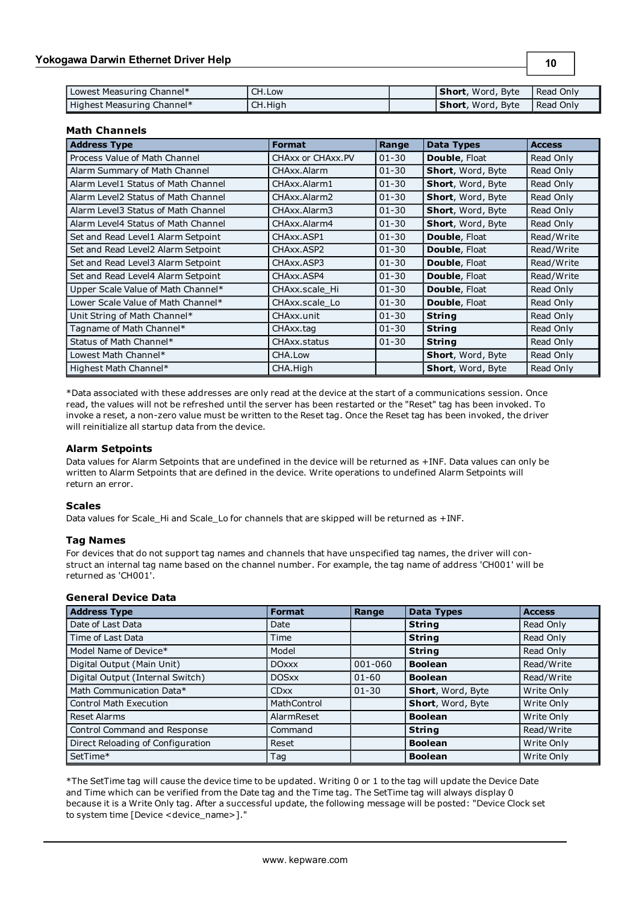| | | | | |
|---|---|---|---|---|
| Lowest Measuring Channel* | CH.Low | | **Short**, Word, Byte | Read Only |
| Highest Measuring Channel* | CH.High | | **Short**, Word, Byte | Read Only |

### Math Channels

| Address Type | Format | Range | Data Types | Access |
|---|---|---|---|---|
| Process Value of Math Channel | CHAxx or CHAxx.PV | 01-30 | **Double**, Float | Read Only |
| Alarm Summary of Math Channel | CHAxx.Alarm | 01-30 | **Short**, Word, Byte | Read Only |
| Alarm Level1 Status of Math Channel | CHAxx.Alarm1 | 01-30 | **Short**, Word, Byte | Read Only |
| Alarm Level2 Status of Math Channel | CHAxx.Alarm2 | 01-30 | **Short**, Word, Byte | Read Only |
| Alarm Level3 Status of Math Channel | CHAxx.Alarm3 | 01-30 | **Short**, Word, Byte | Read Only |
| Alarm Level4 Status of Math Channel | CHAxx.Alarm4 | 01-30 | **Short**, Word, Byte | Read Only |
| Set and Read Level1 Alarm Setpoint | CHAxx.ASP1 | 01-30 | **Double**, Float | Read/Write |
| Set and Read Level2 Alarm Setpoint | CHAxx.ASP2 | 01-30 | **Double**, Float | Read/Write |
| Set and Read Level3 Alarm Setpoint | CHAxx.ASP3 | 01-30 | **Double**, Float | Read/Write |
| Set and Read Level4 Alarm Setpoint | CHAxx.ASP4 | 01-30 | **Double**, Float | Read/Write |
| Upper Scale Value of Math Channel* | CHAxx.scale_Hi | 01-30 | **Double**, Float | Read Only |
| Lower Scale Value of Math Channel* | CHAxx.scale_Lo | 01-30 | **Double**, Float | Read Only |
| Unit String of Math Channel* | CHAxx.unit | 01-30 | **String** | Read Only |
| Tagname of Math Channel* | CHAxx.tag | 01-30 | **String** | Read Only |
| Status of Math Channel* | CHAxx.status | 01-30 | **String** | Read Only |
| Lowest Math Channel* | CHA.Low | | **Short**, Word, Byte | Read Only |
| Highest Math Channel* | CHA.High | | **Short**, Word, Byte | Read Only |

*Data associated with these addresses are only read at the device at the start of a communications session. Once read, the values will not be refreshed until the server has been restarted or the "Reset" tag has been invoked. To invoke a reset, a non-zero value must be written to the Reset tag. Once the Reset tag has been invoked, the driver will reinitialize all startup data from the device.

### Alarm Setpoints

Data values for Alarm Setpoints that are undefined in the device will be returned as +INF. Data values can only be written to Alarm Setpoints that are defined in the device. Write operations to undefined Alarm Setpoints will return an error.

### Scales

Data values for Scale_Hi and Scale_Lo for channels that are skipped will be returned as +INF.

### Tag Names

For devices that do not support tag names and channels that have unspecified tag names, the driver will construct an internal tag name based on the channel number. For example, the tag name of address 'CH001' will be returned as 'CH001'.

### General Device Data

| Address Type | Format | Range | Data Types | Access |
|---|---|---|---|---|
| Date of Last Data | Date | | **String** | Read Only |
| Time of Last Data | Time | | **String** | Read Only |
| Model Name of Device* | Model | | **String** | Read Only |
| Digital Output (Main Unit) | DOxxx | 001-060 | **Boolean** | Read/Write |
| Digital Output (Internal Switch) | DOSxx | 01-60 | **Boolean** | Read/Write |
| Math Communication Data* | CDxx | 01-30 | **Short**, Word, Byte | Write Only |
| Control Math Execution | MathControl | | **Short**, Word, Byte | Write Only |
| Reset Alarms | AlarmReset | | **Boolean** | Write Only |
| Control Command and Response | Command | | **String** | Read/Write |
| Direct Reloading of Configuration | Reset | | **Boolean** | Write Only |
| SetTime* | Tag | | **Boolean** | Write Only |

*The SetTime tag will cause the device time to be updated. Writing 0 or 1 to the tag will update the Device Date and Time which can be verified from the Date tag and the Time tag. The SetTime tag will always display 0 because it is a Write Only tag. After a successful update, the following message will be posted: "Device Clock set to system time [Device <device_name>]."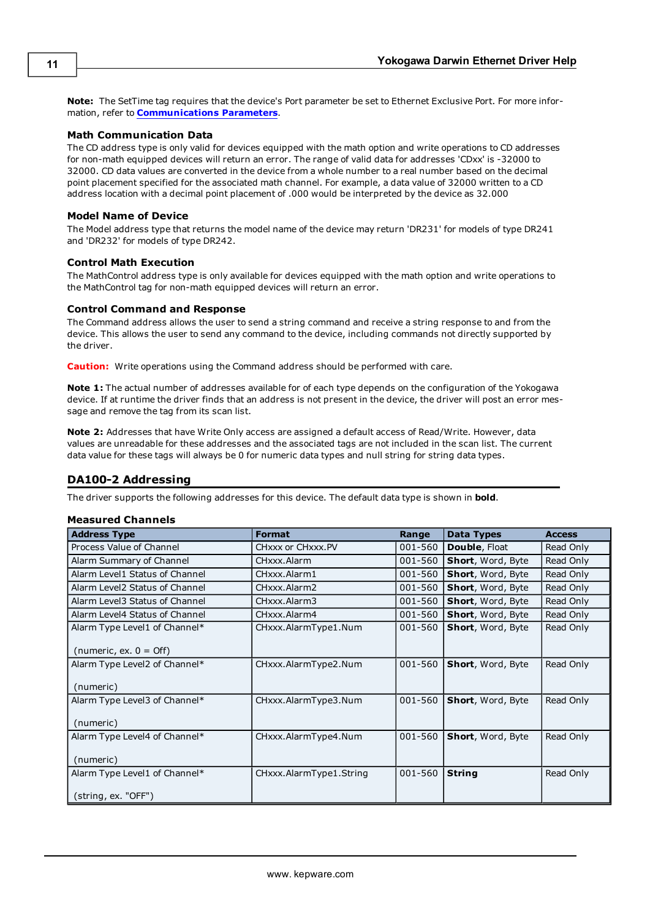**Note:** The SetTime tag requires that the device's Port parameter be set to Ethernet Exclusive Port. For more information, refer to **Communications Parameters**.

### Math Communication Data

The CD address type is only valid for devices equipped with the math option and write operations to CD addresses for non-math equipped devices will return an error. The range of valid data for addresses 'CDxx' is -32000 to 32000. CD data values are converted in the device from a whole number to a real number based on the decimal point placement specified for the associated math channel. For example, a data value of 32000 written to a CD address location with a decimal point placement of .000 would be interpreted by the device as 32.000

### Model Name of Device

The Model address type that returns the model name of the device may return 'DR231' for models of type DR241 and 'DR232' for models of type DR242.

### Control Math Execution

The MathControl address type is only available for devices equipped with the math option and write operations to the MathControl tag for non-math equipped devices will return an error.

### Control Command and Response

The Command address allows the user to send a string command and receive a string response to and from the device. This allows the user to send any command to the device, including commands not directly supported by the driver.

**Caution:** Write operations using the Command address should be performed with care.

**Note 1:** The actual number of addresses available for of each type depends on the configuration of the Yokogawa device. If at runtime the driver finds that an address is not present in the device, the driver will post an error message and remove the tag from its scan list.

**Note 2:** Addresses that have Write Only access are assigned a default access of Read/Write. However, data values are unreadable for these addresses and the associated tags are not included in the scan list. The current data value for these tags will always be 0 for numeric data types and null string for string data types.

## DA100-2 Addressing

The driver supports the following addresses for this device. The default data type is shown in **bold**.

### Measured Channels

| Address Type | Format | Range | Data Types | Access |
|---|---|---|---|---|
| Process Value of Channel | CHxxx or CHxxx.PV | 001-560 | **Double**, Float | Read Only |
| Alarm Summary of Channel | CHxxx.Alarm | 001-560 | **Short**, Word, Byte | Read Only |
| Alarm Level1 Status of Channel | CHxxx.Alarm1 | 001-560 | **Short**, Word, Byte | Read Only |
| Alarm Level2 Status of Channel | CHxxx.Alarm2 | 001-560 | **Short**, Word, Byte | Read Only |
| Alarm Level3 Status of Channel | CHxxx.Alarm3 | 001-560 | **Short**, Word, Byte | Read Only |
| Alarm Level4 Status of Channel | CHxxx.Alarm4 | 001-560 | **Short**, Word, Byte | Read Only |
| Alarm Type Level1 of Channel* (numeric, ex. 0 = Off) | CHxxx.AlarmType1.Num | 001-560 | **Short**, Word, Byte | Read Only |
| Alarm Type Level2 of Channel* (numeric) | CHxxx.AlarmType2.Num | 001-560 | **Short**, Word, Byte | Read Only |
| Alarm Type Level3 of Channel* (numeric) | CHxxx.AlarmType3.Num | 001-560 | **Short**, Word, Byte | Read Only |
| Alarm Type Level4 of Channel* (numeric) | CHxxx.AlarmType4.Num | 001-560 | **Short**, Word, Byte | Read Only |
| Alarm Type Level1 of Channel* (string, ex. "OFF") | CHxxx.AlarmType1.String | 001-560 | **String** | Read Only |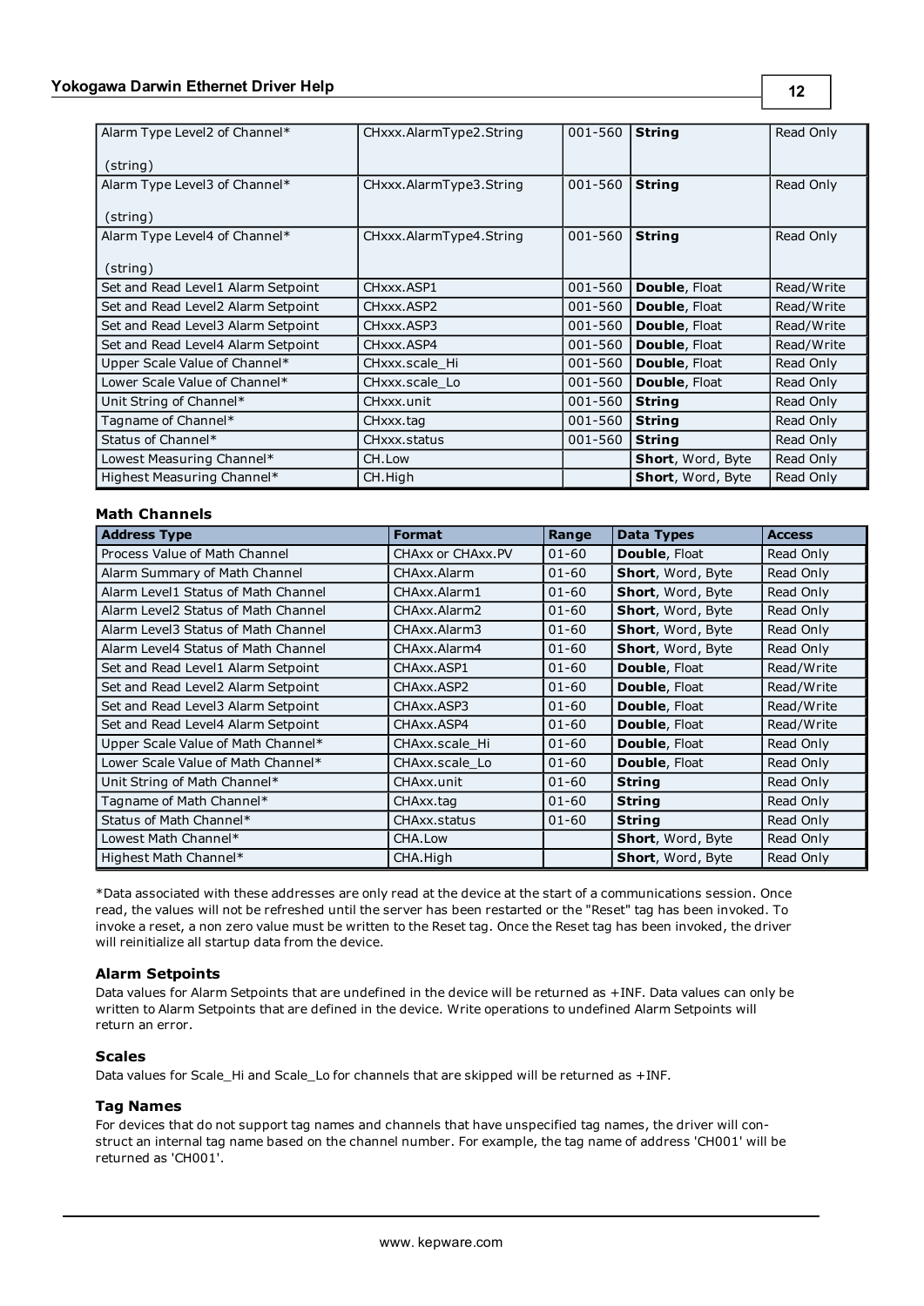| | | | | |
|---|---|---|---|---|
| Alarm Type Level2 of Channel* (string) | CHxxx.AlarmType2.String | 001-560 | **String** | Read Only |
| Alarm Type Level3 of Channel* (string) | CHxxx.AlarmType3.String | 001-560 | **String** | Read Only |
| Alarm Type Level4 of Channel* (string) | CHxxx.AlarmType4.String | 001-560 | **String** | Read Only |
| Set and Read Level1 Alarm Setpoint | CHxxx.ASP1 | 001-560 | **Double**, Float | Read/Write |
| Set and Read Level2 Alarm Setpoint | CHxxx.ASP2 | 001-560 | **Double**, Float | Read/Write |
| Set and Read Level3 Alarm Setpoint | CHxxx.ASP3 | 001-560 | **Double**, Float | Read/Write |
| Set and Read Level4 Alarm Setpoint | CHxxx.ASP4 | 001-560 | **Double**, Float | Read/Write |
| Upper Scale Value of Channel* | CHxxx.scale_Hi | 001-560 | **Double**, Float | Read Only |
| Lower Scale Value of Channel* | CHxxx.scale_Lo | 001-560 | **Double**, Float | Read Only |
| Unit String of Channel* | CHxxx.unit | 001-560 | **String** | Read Only |
| Tagname of Channel* | CHxxx.tag | 001-560 | **String** | Read Only |
| Status of Channel* | CHxxx.status | 001-560 | **String** | Read Only |
| Lowest Measuring Channel* | CH.Low | | **Short**, Word, Byte | Read Only |
| Highest Measuring Channel* | CH.High | | **Short**, Word, Byte | Read Only |

### Math Channels

| Address Type | Format | Range | Data Types | Access |
|---|---|---|---|---|
| Process Value of Math Channel | CHAxx or CHAxx.PV | 01-60 | **Double**, Float | Read Only |
| Alarm Summary of Math Channel | CHAxx.Alarm | 01-60 | **Short**, Word, Byte | Read Only |
| Alarm Level1 Status of Math Channel | CHAxx.Alarm1 | 01-60 | **Short**, Word, Byte | Read Only |
| Alarm Level2 Status of Math Channel | CHAxx.Alarm2 | 01-60 | **Short**, Word, Byte | Read Only |
| Alarm Level3 Status of Math Channel | CHAxx.Alarm3 | 01-60 | **Short**, Word, Byte | Read Only |
| Alarm Level4 Status of Math Channel | CHAxx.Alarm4 | 01-60 | **Short**, Word, Byte | Read Only |
| Set and Read Level1 Alarm Setpoint | CHAxx.ASP1 | 01-60 | **Double**, Float | Read/Write |
| Set and Read Level2 Alarm Setpoint | CHAxx.ASP2 | 01-60 | **Double**, Float | Read/Write |
| Set and Read Level3 Alarm Setpoint | CHAxx.ASP3 | 01-60 | **Double**, Float | Read/Write |
| Set and Read Level4 Alarm Setpoint | CHAxx.ASP4 | 01-60 | **Double**, Float | Read/Write |
| Upper Scale Value of Math Channel* | CHAxx.scale_Hi | 01-60 | **Double**, Float | Read Only |
| Lower Scale Value of Math Channel* | CHAxx.scale_Lo | 01-60 | **Double**, Float | Read Only |
| Unit String of Math Channel* | CHAxx.unit | 01-60 | **String** | Read Only |
| Tagname of Math Channel* | CHAxx.tag | 01-60 | **String** | Read Only |
| Status of Math Channel* | CHAxx.status | 01-60 | **String** | Read Only |
| Lowest Math Channel* | CHA.Low | | **Short**, Word, Byte | Read Only |
| Highest Math Channel* | CHA.High | | **Short**, Word, Byte | Read Only |

*Data associated with these addresses are only read at the device at the start of a communications session. Once read, the values will not be refreshed until the server has been restarted or the "Reset" tag has been invoked. To invoke a reset, a non zero value must be written to the Reset tag. Once the Reset tag has been invoked, the driver will reinitialize all startup data from the device.

### Alarm Setpoints

Data values for Alarm Setpoints that are undefined in the device will be returned as +INF. Data values can only be written to Alarm Setpoints that are defined in the device. Write operations to undefined Alarm Setpoints will return an error.

### Scales

Data values for Scale_Hi and Scale_Lo for channels that are skipped will be returned as +INF.

### Tag Names

For devices that do not support tag names and channels that have unspecified tag names, the driver will construct an internal tag name based on the channel number. For example, the tag name of address 'CH001' will be returned as 'CH001'.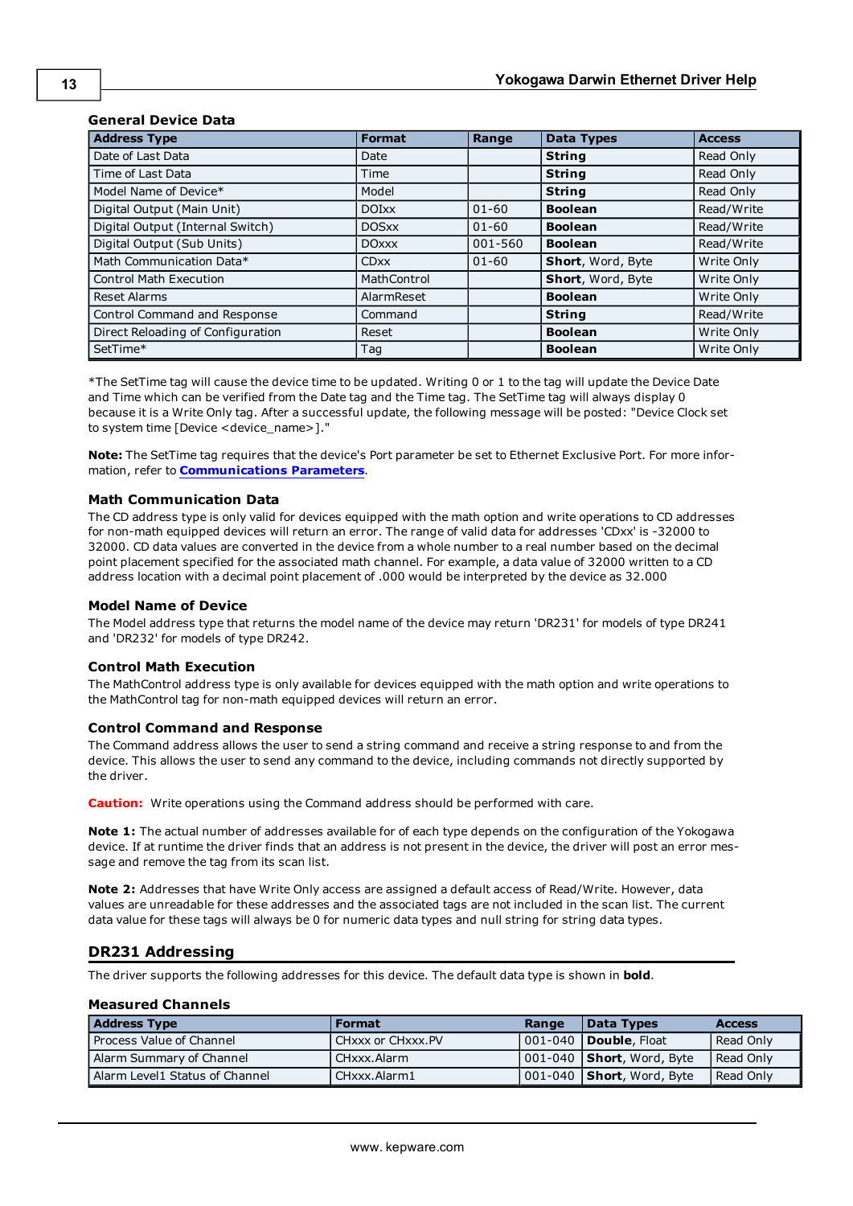### General Device Data

| Address Type | Format | Range | Data Types | Access |
|---|---|---|---|---|
| Date of Last Data | Date | | **String** | Read Only |
| Time of Last Data | Time | | **String** | Read Only |
| Model Name of Device* | Model | | **String** | Read Only |
| Digital Output (Main Unit) | DOIxx | 01-60 | **Boolean** | Read/Write |
| Digital Output (Internal Switch) | DOSxx | 01-60 | **Boolean** | Read/Write |
| Digital Output (Sub Units) | DOxxx | 001-560 | **Boolean** | Read/Write |
| Math Communication Data* | CDxx | 01-60 | **Short**, Word, Byte | Write Only |
| Control Math Execution | MathControl | | **Short**, Word, Byte | Write Only |
| Reset Alarms | AlarmReset | | **Boolean** | Write Only |
| Control Command and Response | Command | | **String** | Read/Write |
| Direct Reloading of Configuration | Reset | | **Boolean** | Write Only |
| SetTime* | Tag | | **Boolean** | Write Only |

*The SetTime tag will cause the device time to be updated. Writing 0 or 1 to the tag will update the Device Date and Time which can be verified from the Date tag and the Time tag. The SetTime tag will always display 0 because it is a Write Only tag. After a successful update, the following message will be posted: "Device Clock set to system time [Device <device_name>]."

**Note:** The SetTime tag requires that the device's Port parameter be set to Ethernet Exclusive Port. For more information, refer to **Communications Parameters**.

### Math Communication Data

The CD address type is only valid for devices equipped with the math option and write operations to CD addresses for non-math equipped devices will return an error. The range of valid data for addresses 'CDxx' is -32000 to 32000. CD data values are converted in the device from a whole number to a real number based on the decimal point placement specified for the associated math channel. For example, a data value of 32000 written to a CD address location with a decimal point placement of .000 would be interpreted by the device as 32.000

### Model Name of Device

The Model address type that returns the model name of the device may return 'DR231' for models of type DR241 and 'DR232' for models of type DR242.

### Control Math Execution

The MathControl address type is only available for devices equipped with the math option and write operations to the MathControl tag for non-math equipped devices will return an error.

### Control Command and Response

The Command address allows the user to send a string command and receive a string response to and from the device. This allows the user to send any command to the device, including commands not directly supported by the driver.

**Caution:** Write operations using the Command address should be performed with care.

**Note 1:** The actual number of addresses available for of each type depends on the configuration of the Yokogawa device. If at runtime the driver finds that an address is not present in the device, the driver will post an error message and remove the tag from its scan list.

**Note 2:** Addresses that have Write Only access are assigned a default access of Read/Write. However, data values are unreadable for these addresses and the associated tags are not included in the scan list. The current data value for these tags will always be 0 for numeric data types and null string for string data types.

## DR231 Addressing

The driver supports the following addresses for this device. The default data type is shown in **bold**.

### Measured Channels

| Address Type | Format | Range | Data Types | Access |
|---|---|---|---|---|
| Process Value of Channel | CHxxx or CHxxx.PV | 001-040 | **Double**, Float | Read Only |
| Alarm Summary of Channel | CHxxx.Alarm | 001-040 | **Short**, Word, Byte | Read Only |
| Alarm Level1 Status of Channel | CHxxx.Alarm1 | 001-040 | **Short**, Word, Byte | Read Only |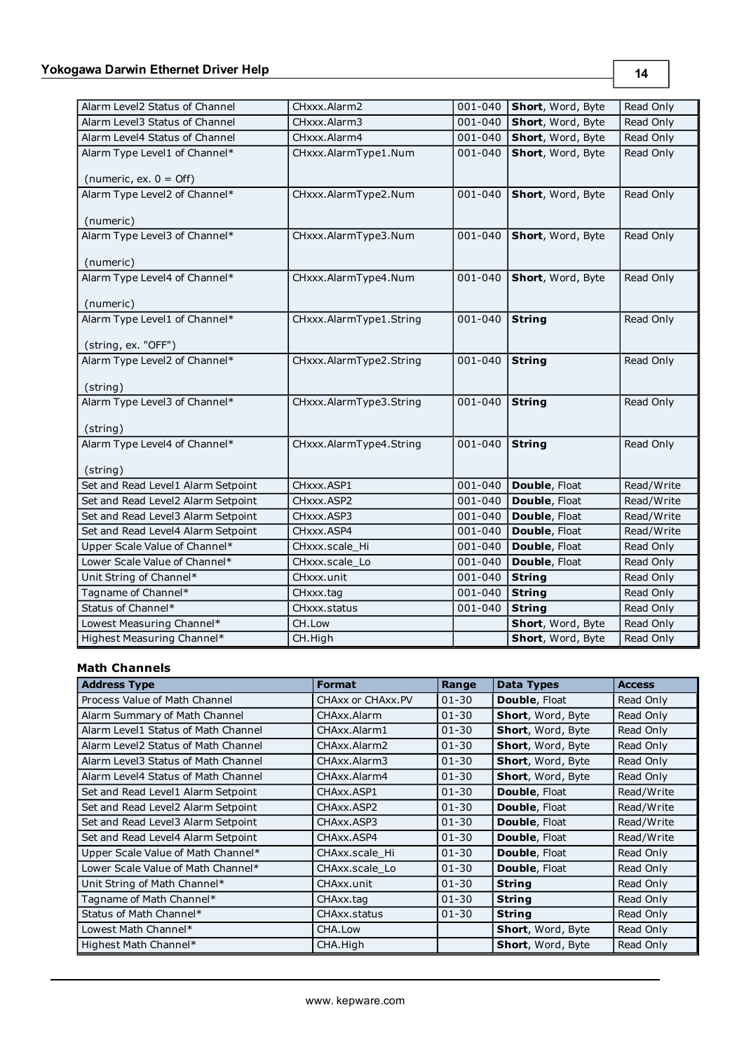| | | | | |
|---|---|---|---|---|
| Alarm Level2 Status of Channel | CHxxx.Alarm2 | 001-040 | **Short**, Word, Byte | Read Only |
| Alarm Level3 Status of Channel | CHxxx.Alarm3 | 001-040 | **Short**, Word, Byte | Read Only |
| Alarm Level4 Status of Channel | CHxxx.Alarm4 | 001-040 | **Short**, Word, Byte | Read Only |
| Alarm Type Level1 of Channel* (numeric, ex. 0 = Off) | CHxxx.AlarmType1.Num | 001-040 | **Short**, Word, Byte | Read Only |
| Alarm Type Level2 of Channel* (numeric) | CHxxx.AlarmType2.Num | 001-040 | **Short**, Word, Byte | Read Only |
| Alarm Type Level3 of Channel* (numeric) | CHxxx.AlarmType3.Num | 001-040 | **Short**, Word, Byte | Read Only |
| Alarm Type Level4 of Channel* (numeric) | CHxxx.AlarmType4.Num | 001-040 | **Short**, Word, Byte | Read Only |
| Alarm Type Level1 of Channel* (string, ex. "OFF") | CHxxx.AlarmType1.String | 001-040 | **String** | Read Only |
| Alarm Type Level2 of Channel* (string) | CHxxx.AlarmType2.String | 001-040 | **String** | Read Only |
| Alarm Type Level3 of Channel* (string) | CHxxx.AlarmType3.String | 001-040 | **String** | Read Only |
| Alarm Type Level4 of Channel* (string) | CHxxx.AlarmType4.String | 001-040 | **String** | Read Only |
| Set and Read Level1 Alarm Setpoint | CHxxx.ASP1 | 001-040 | **Double**, Float | Read/Write |
| Set and Read Level2 Alarm Setpoint | CHxxx.ASP2 | 001-040 | **Double**, Float | Read/Write |
| Set and Read Level3 Alarm Setpoint | CHxxx.ASP3 | 001-040 | **Double**, Float | Read/Write |
| Set and Read Level4 Alarm Setpoint | CHxxx.ASP4 | 001-040 | **Double**, Float | Read/Write |
| Upper Scale Value of Channel* | CHxxx.scale_Hi | 001-040 | **Double**, Float | Read Only |
| Lower Scale Value of Channel* | CHxxx.scale_Lo | 001-040 | **Double**, Float | Read Only |
| Unit String of Channel* | CHxxx.unit | 001-040 | **String** | Read Only |
| Tagname of Channel* | CHxxx.tag | 001-040 | **String** | Read Only |
| Status of Channel* | CHxxx.status | 001-040 | **String** | Read Only |
| Lowest Measuring Channel* | CH.Low | | **Short**, Word, Byte | Read Only |
| Highest Measuring Channel* | CH.High | | **Short**, Word, Byte | Read Only |

### Math Channels

| Address Type | Format | Range | Data Types | Access |
|---|---|---|---|---|
| Process Value of Math Channel | CHAxx or CHAxx.PV | 01-30 | **Double**, Float | Read Only |
| Alarm Summary of Math Channel | CHAxx.Alarm | 01-30 | **Short**, Word, Byte | Read Only |
| Alarm Level1 Status of Math Channel | CHAxx.Alarm1 | 01-30 | **Short**, Word, Byte | Read Only |
| Alarm Level2 Status of Math Channel | CHAxx.Alarm2 | 01-30 | **Short**, Word, Byte | Read Only |
| Alarm Level3 Status of Math Channel | CHAxx.Alarm3 | 01-30 | **Short**, Word, Byte | Read Only |
| Alarm Level4 Status of Math Channel | CHAxx.Alarm4 | 01-30 | **Short**, Word, Byte | Read Only |
| Set and Read Level1 Alarm Setpoint | CHAxx.ASP1 | 01-30 | **Double**, Float | Read/Write |
| Set and Read Level2 Alarm Setpoint | CHAxx.ASP2 | 01-30 | **Double**, Float | Read/Write |
| Set and Read Level3 Alarm Setpoint | CHAxx.ASP3 | 01-30 | **Double**, Float | Read/Write |
| Set and Read Level4 Alarm Setpoint | CHAxx.ASP4 | 01-30 | **Double**, Float | Read/Write |
| Upper Scale Value of Math Channel* | CHAxx.scale_Hi | 01-30 | **Double**, Float | Read Only |
| Lower Scale Value of Math Channel* | CHAxx.scale_Lo | 01-30 | **Double**, Float | Read Only |
| Unit String of Math Channel* | CHAxx.unit | 01-30 | **String** | Read Only |
| Tagname of Math Channel* | CHAxx.tag | 01-30 | **String** | Read Only |
| Status of Math Channel* | CHAxx.status | 01-30 | **String** | Read Only |
| Lowest Math Channel* | CHA.Low | | **Short**, Word, Byte | Read Only |
| Highest Math Channel* | CHA.High | | **Short**, Word, Byte | Read Only |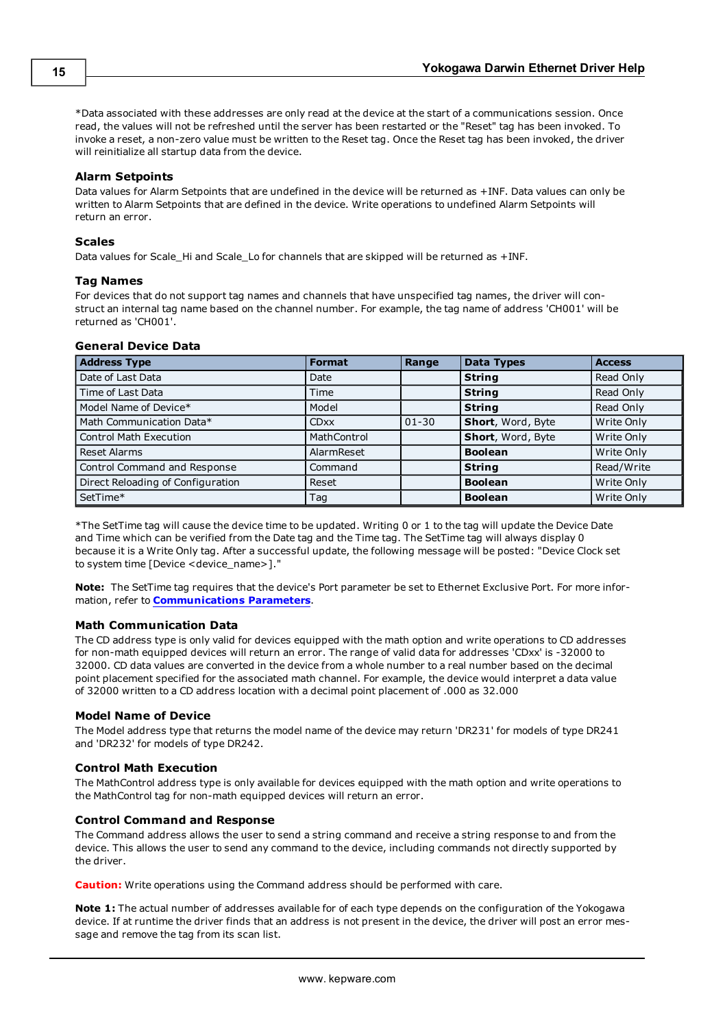*Data associated with these addresses are only read at the device at the start of a communications session. Once read, the values will not be refreshed until the server has been restarted or the "Reset" tag has been invoked. To invoke a reset, a non-zero value must be written to the Reset tag. Once the Reset tag has been invoked, the driver will reinitialize all startup data from the device.

### Alarm Setpoints

Data values for Alarm Setpoints that are undefined in the device will be returned as +INF. Data values can only be written to Alarm Setpoints that are defined in the device. Write operations to undefined Alarm Setpoints will return an error.

### Scales

Data values for Scale_Hi and Scale_Lo for channels that are skipped will be returned as +INF.

### Tag Names

For devices that do not support tag names and channels that have unspecified tag names, the driver will construct an internal tag name based on the channel number. For example, the tag name of address 'CH001' will be returned as 'CH001'.

### General Device Data

| Address Type | Format | Range | Data Types | Access |
|---|---|---|---|---|
| Date of Last Data | Date | | **String** | Read Only |
| Time of Last Data | Time | | **String** | Read Only |
| Model Name of Device* | Model | | **String** | Read Only |
| Math Communication Data* | CDxx | 01-30 | **Short**, Word, Byte | Write Only |
| Control Math Execution | MathControl | | **Short**, Word, Byte | Write Only |
| Reset Alarms | AlarmReset | | **Boolean** | Write Only |
| Control Command and Response | Command | | **String** | Read/Write |
| Direct Reloading of Configuration | Reset | | **Boolean** | Write Only |
| SetTime* | Tag | | **Boolean** | Write Only |

*The SetTime tag will cause the device time to be updated. Writing 0 or 1 to the tag will update the Device Date and Time which can be verified from the Date tag and the Time tag. The SetTime tag will always display 0 because it is a Write Only tag. After a successful update, the following message will be posted: "Device Clock set to system time [Device <device_name>]."

**Note:** The SetTime tag requires that the device's Port parameter be set to Ethernet Exclusive Port. For more information, refer to **Communications Parameters**.

### Math Communication Data

The CD address type is only valid for devices equipped with the math option and write operations to CD addresses for non-math equipped devices will return an error. The range of valid data for addresses 'CDxx' is -32000 to 32000. CD data values are converted in the device from a whole number to a real number based on the decimal point placement specified for the associated math channel. For example, the device would interpret a data value of 32000 written to a CD address location with a decimal point placement of .000 as 32.000

### Model Name of Device

The Model address type that returns the model name of the device may return 'DR231' for models of type DR241 and 'DR232' for models of type DR242.

### Control Math Execution

The MathControl address type is only available for devices equipped with the math option and write operations to the MathControl tag for non-math equipped devices will return an error.

### Control Command and Response

The Command address allows the user to send a string command and receive a string response to and from the device. This allows the user to send any command to the device, including commands not directly supported by the driver.

**Caution:** Write operations using the Command address should be performed with care.

**Note 1:** The actual number of addresses available for of each type depends on the configuration of the Yokogawa device. If at runtime the driver finds that an address is not present in the device, the driver will post an error message and remove the tag from its scan list.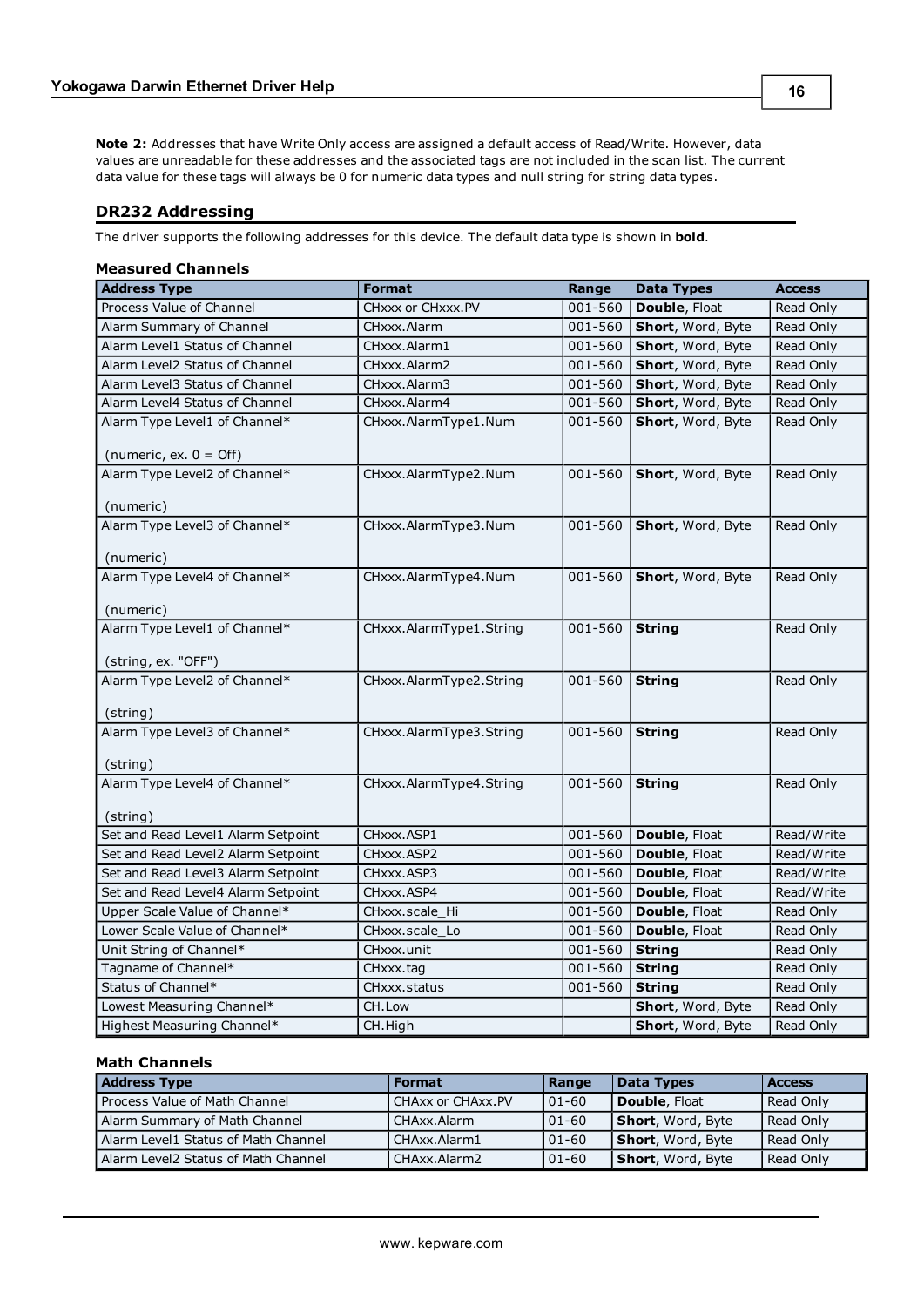**Note 2:** Addresses that have Write Only access are assigned a default access of Read/Write. However, data values are unreadable for these addresses and the associated tags are not included in the scan list. The current data value for these tags will always be 0 for numeric data types and null string for string data types.

## DR232 Addressing

The driver supports the following addresses for this device. The default data type is shown in **bold**.

### Measured Channels

| Address Type | Format | Range | Data Types | Access |
|---|---|---|---|---|
| Process Value of Channel | CHxxx or CHxxx.PV | 001-560 | **Double**, Float | Read Only |
| Alarm Summary of Channel | CHxxx.Alarm | 001-560 | **Short**, Word, Byte | Read Only |
| Alarm Level1 Status of Channel | CHxxx.Alarm1 | 001-560 | **Short**, Word, Byte | Read Only |
| Alarm Level2 Status of Channel | CHxxx.Alarm2 | 001-560 | **Short**, Word, Byte | Read Only |
| Alarm Level3 Status of Channel | CHxxx.Alarm3 | 001-560 | **Short**, Word, Byte | Read Only |
| Alarm Level4 Status of Channel | CHxxx.Alarm4 | 001-560 | **Short**, Word, Byte | Read Only |
| Alarm Type Level1 of Channel* (numeric, ex. 0 = Off) | CHxxx.AlarmType1.Num | 001-560 | **Short**, Word, Byte | Read Only |
| Alarm Type Level2 of Channel* (numeric) | CHxxx.AlarmType2.Num | 001-560 | **Short**, Word, Byte | Read Only |
| Alarm Type Level3 of Channel* (numeric) | CHxxx.AlarmType3.Num | 001-560 | **Short**, Word, Byte | Read Only |
| Alarm Type Level4 of Channel* (numeric) | CHxxx.AlarmType4.Num | 001-560 | **Short**, Word, Byte | Read Only |
| Alarm Type Level1 of Channel* (string, ex. "OFF") | CHxxx.AlarmType1.String | 001-560 | **String** | Read Only |
| Alarm Type Level2 of Channel* (string) | CHxxx.AlarmType2.String | 001-560 | **String** | Read Only |
| Alarm Type Level3 of Channel* (string) | CHxxx.AlarmType3.String | 001-560 | **String** | Read Only |
| Alarm Type Level4 of Channel* (string) | CHxxx.AlarmType4.String | 001-560 | **String** | Read Only |
| Set and Read Level1 Alarm Setpoint | CHxxx.ASP1 | 001-560 | **Double**, Float | Read/Write |
| Set and Read Level2 Alarm Setpoint | CHxxx.ASP2 | 001-560 | **Double**, Float | Read/Write |
| Set and Read Level3 Alarm Setpoint | CHxxx.ASP3 | 001-560 | **Double**, Float | Read/Write |
| Set and Read Level4 Alarm Setpoint | CHxxx.ASP4 | 001-560 | **Double**, Float | Read/Write |
| Upper Scale Value of Channel* | CHxxx.scale_Hi | 001-560 | **Double**, Float | Read Only |
| Lower Scale Value of Channel* | CHxxx.scale_Lo | 001-560 | **Double**, Float | Read Only |
| Unit String of Channel* | CHxxx.unit | 001-560 | **String** | Read Only |
| Tagname of Channel* | CHxxx.tag | 001-560 | **String** | Read Only |
| Status of Channel* | CHxxx.status | 001-560 | **String** | Read Only |
| Lowest Measuring Channel* | CH.Low | | **Short**, Word, Byte | Read Only |
| Highest Measuring Channel* | CH.High | | **Short**, Word, Byte | Read Only |

### Math Channels

| Address Type | Format | Range | Data Types | Access |
|---|---|---|---|---|
| Process Value of Math Channel | CHAxx or CHAxx.PV | 01-60 | **Double**, Float | Read Only |
| Alarm Summary of Math Channel | CHAxx.Alarm | 01-60 | **Short**, Word, Byte | Read Only |
| Alarm Level1 Status of Math Channel | CHAxx.Alarm1 | 01-60 | **Short**, Word, Byte | Read Only |
| Alarm Level2 Status of Math Channel | CHAxx.Alarm2 | 01-60 | **Short**, Word, Byte | Read Only |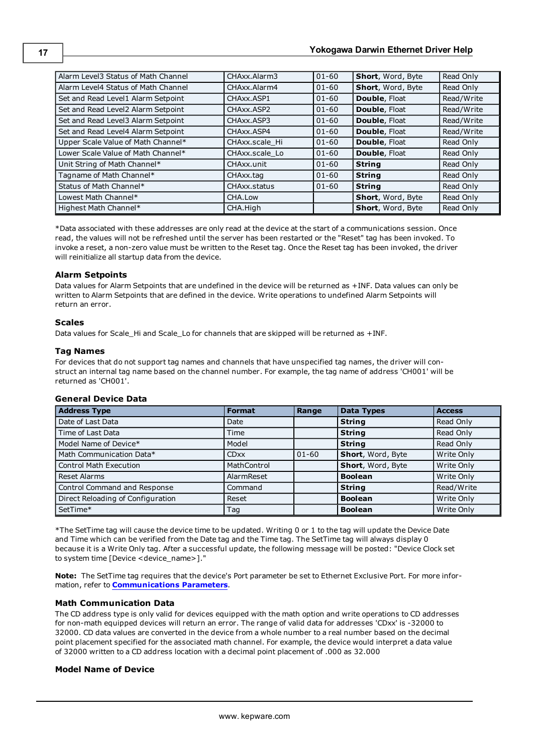| | | | | |
|---|---|---|---|---|
| Alarm Level3 Status of Math Channel | CHAxx.Alarm3 | 01-60 | **Short**, Word, Byte | Read Only |
| Alarm Level4 Status of Math Channel | CHAxx.Alarm4 | 01-60 | **Short**, Word, Byte | Read Only |
| Set and Read Level1 Alarm Setpoint | CHAxx.ASP1 | 01-60 | **Double**, Float | Read/Write |
| Set and Read Level2 Alarm Setpoint | CHAxx.ASP2 | 01-60 | **Double**, Float | Read/Write |
| Set and Read Level3 Alarm Setpoint | CHAxx.ASP3 | 01-60 | **Double**, Float | Read/Write |
| Set and Read Level4 Alarm Setpoint | CHAxx.ASP4 | 01-60 | **Double**, Float | Read/Write |
| Upper Scale Value of Math Channel* | CHAxx.scale_Hi | 01-60 | **Double**, Float | Read Only |
| Lower Scale Value of Math Channel* | CHAxx.scale_Lo | 01-60 | **Double**, Float | Read Only |
| Unit String of Math Channel* | CHAxx.unit | 01-60 | **String** | Read Only |
| Tagname of Math Channel* | CHAxx.tag | 01-60 | **String** | Read Only |
| Status of Math Channel* | CHAxx.status | 01-60 | **String** | Read Only |
| Lowest Math Channel* | CHA.Low | | **Short**, Word, Byte | Read Only |
| Highest Math Channel* | CHA.High | | **Short**, Word, Byte | Read Only |

*Data associated with these addresses are only read at the device at the start of a communications session. Once read, the values will not be refreshed until the server has been restarted or the "Reset" tag has been invoked. To invoke a reset, a non-zero value must be written to the Reset tag. Once the Reset tag has been invoked, the driver will reinitialize all startup data from the device.

### Alarm Setpoints

Data values for Alarm Setpoints that are undefined in the device will be returned as +INF. Data values can only be written to Alarm Setpoints that are defined in the device. Write operations to undefined Alarm Setpoints will return an error.

### Scales

Data values for Scale_Hi and Scale_Lo for channels that are skipped will be returned as +INF.

### Tag Names

For devices that do not support tag names and channels that have unspecified tag names, the driver will construct an internal tag name based on the channel number. For example, the tag name of address 'CH001' will be returned as 'CH001'.

### General Device Data

| Address Type | Format | Range | Data Types | Access |
|---|---|---|---|---|
| Date of Last Data | Date | | **String** | Read Only |
| Time of Last Data | Time | | **String** | Read Only |
| Model Name of Device* | Model | | **String** | Read Only |
| Math Communication Data* | CDxx | 01-60 | **Short**, Word, Byte | Write Only |
| Control Math Execution | MathControl | | **Short**, Word, Byte | Write Only |
| Reset Alarms | AlarmReset | | **Boolean** | Write Only |
| Control Command and Response | Command | | **String** | Read/Write |
| Direct Reloading of Configuration | Reset | | **Boolean** | Write Only |
| SetTime* | Tag | | **Boolean** | Write Only |

*The SetTime tag will cause the device time to be updated. Writing 0 or 1 to the tag will update the Device Date and Time which can be verified from the Date tag and the Time tag. The SetTime tag will always display 0 because it is a Write Only tag. After a successful update, the following message will be posted: "Device Clock set to system time [Device <device_name>]."

**Note:** The SetTime tag requires that the device's Port parameter be set to Ethernet Exclusive Port. For more information, refer to **Communications Parameters**.

### Math Communication Data

The CD address type is only valid for devices equipped with the math option and write operations to CD addresses for non-math equipped devices will return an error. The range of valid data for addresses 'CDxx' is -32000 to 32000. CD data values are converted in the device from a whole number to a real number based on the decimal point placement specified for the associated math channel. For example, the device would interpret a data value of 32000 written to a CD address location with a decimal point placement of .000 as 32.000

### Model Name of Device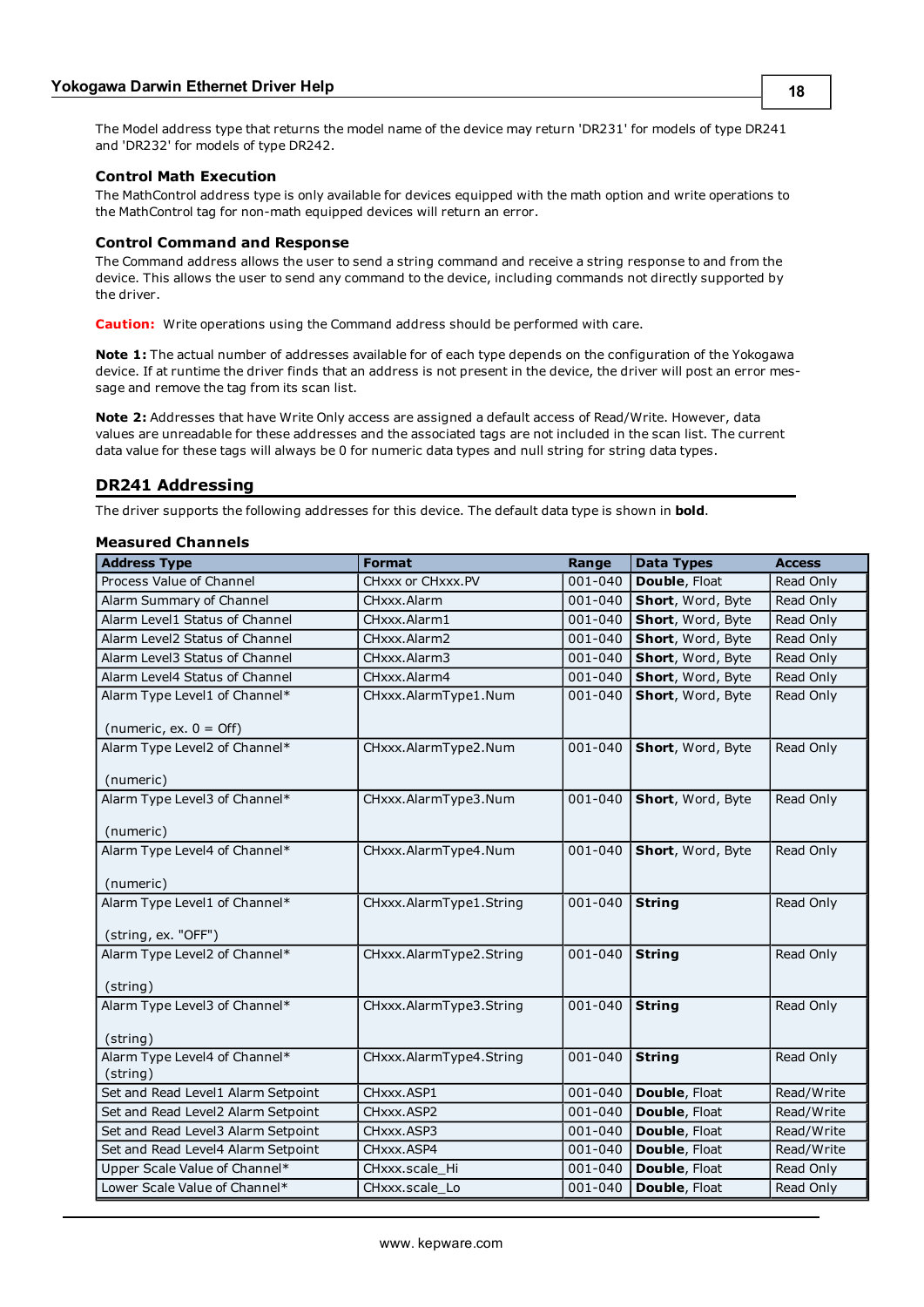The Model address type that returns the model name of the device may return 'DR231' for models of type DR241 and 'DR232' for models of type DR242.

### Control Math Execution

The MathControl address type is only available for devices equipped with the math option and write operations to the MathControl tag for non-math equipped devices will return an error.

### Control Command and Response

The Command address allows the user to send a string command and receive a string response to and from the device. This allows the user to send any command to the device, including commands not directly supported by the driver.

**Caution:** Write operations using the Command address should be performed with care.

**Note 1:** The actual number of addresses available for of each type depends on the configuration of the Yokogawa device. If at runtime the driver finds that an address is not present in the device, the driver will post an error message and remove the tag from its scan list.

**Note 2:** Addresses that have Write Only access are assigned a default access of Read/Write. However, data values are unreadable for these addresses and the associated tags are not included in the scan list. The current data value for these tags will always be 0 for numeric data types and null string for string data types.

## DR241 Addressing

The driver supports the following addresses for this device. The default data type is shown in **bold**.

### Measured Channels

| Address Type | Format | Range | Data Types | Access |
|---|---|---|---|---|
| Process Value of Channel | CHxxx or CHxxx.PV | 001-040 | **Double**, Float | Read Only |
| Alarm Summary of Channel | CHxxx.Alarm | 001-040 | **Short**, Word, Byte | Read Only |
| Alarm Level1 Status of Channel | CHxxx.Alarm1 | 001-040 | **Short**, Word, Byte | Read Only |
| Alarm Level2 Status of Channel | CHxxx.Alarm2 | 001-040 | **Short**, Word, Byte | Read Only |
| Alarm Level3 Status of Channel | CHxxx.Alarm3 | 001-040 | **Short**, Word, Byte | Read Only |
| Alarm Level4 Status of Channel | CHxxx.Alarm4 | 001-040 | **Short**, Word, Byte | Read Only |
| Alarm Type Level1 of Channel* (numeric, ex. 0 = Off) | CHxxx.AlarmType1.Num | 001-040 | **Short**, Word, Byte | Read Only |
| Alarm Type Level2 of Channel* (numeric) | CHxxx.AlarmType2.Num | 001-040 | **Short**, Word, Byte | Read Only |
| Alarm Type Level3 of Channel* (numeric) | CHxxx.AlarmType3.Num | 001-040 | **Short**, Word, Byte | Read Only |
| Alarm Type Level4 of Channel* (numeric) | CHxxx.AlarmType4.Num | 001-040 | **Short**, Word, Byte | Read Only |
| Alarm Type Level1 of Channel* (string, ex. "OFF") | CHxxx.AlarmType1.String | 001-040 | **String** | Read Only |
| Alarm Type Level2 of Channel* (string) | CHxxx.AlarmType2.String | 001-040 | **String** | Read Only |
| Alarm Type Level3 of Channel* (string) | CHxxx.AlarmType3.String | 001-040 | **String** | Read Only |
| Alarm Type Level4 of Channel* (string) | CHxxx.AlarmType4.String | 001-040 | **String** | Read Only |
| Set and Read Level1 Alarm Setpoint | CHxxx.ASP1 | 001-040 | **Double**, Float | Read/Write |
| Set and Read Level2 Alarm Setpoint | CHxxx.ASP2 | 001-040 | **Double**, Float | Read/Write |
| Set and Read Level3 Alarm Setpoint | CHxxx.ASP3 | 001-040 | **Double**, Float | Read/Write |
| Set and Read Level4 Alarm Setpoint | CHxxx.ASP4 | 001-040 | **Double**, Float | Read/Write |
| Upper Scale Value of Channel* | CHxxx.scale_Hi | 001-040 | **Double**, Float | Read Only |
| Lower Scale Value of Channel* | CHxxx.scale_Lo | 001-040 | **Double**, Float | Read Only |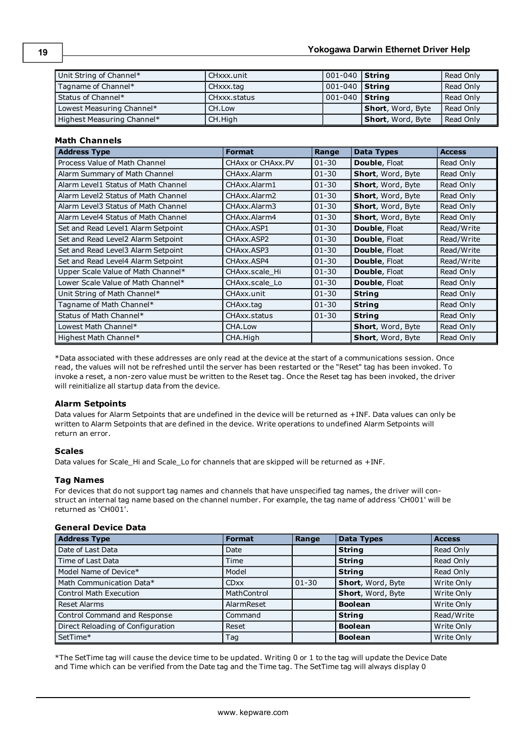| | | | | |
|---|---|---|---|---|
| Unit String of Channel* | CHxxx.unit | 001-040 | **String** | Read Only |
| Tagname of Channel* | CHxxx.tag | 001-040 | **String** | Read Only |
| Status of Channel* | CHxxx.status | 001-040 | **String** | Read Only |
| Lowest Measuring Channel* | CH.Low | | **Short**, Word, Byte | Read Only |
| Highest Measuring Channel* | CH.High | | **Short**, Word, Byte | Read Only |

#### Math Channels

| Address Type | Format | Range | Data Types | Access |
|---|---|---|---|---|
| Process Value of Math Channel | CHAxx or CHAxx.PV | 01-30 | **Double**, Float | Read Only |
| Alarm Summary of Math Channel | CHAxx.Alarm | 01-30 | **Short**, Word, Byte | Read Only |
| Alarm Level1 Status of Math Channel | CHAxx.Alarm1 | 01-30 | **Short**, Word, Byte | Read Only |
| Alarm Level2 Status of Math Channel | CHAxx.Alarm2 | 01-30 | **Short**, Word, Byte | Read Only |
| Alarm Level3 Status of Math Channel | CHAxx.Alarm3 | 01-30 | **Short**, Word, Byte | Read Only |
| Alarm Level4 Status of Math Channel | CHAxx.Alarm4 | 01-30 | **Short**, Word, Byte | Read Only |
| Set and Read Level1 Alarm Setpoint | CHAxx.ASP1 | 01-30 | **Double**, Float | Read/Write |
| Set and Read Level2 Alarm Setpoint | CHAxx.ASP2 | 01-30 | **Double**, Float | Read/Write |
| Set and Read Level3 Alarm Setpoint | CHAxx.ASP3 | 01-30 | **Double**, Float | Read/Write |
| Set and Read Level4 Alarm Setpoint | CHAxx.ASP4 | 01-30 | **Double**, Float | Read/Write |
| Upper Scale Value of Math Channel* | CHAxx.scale_Hi | 01-30 | **Double**, Float | Read Only |
| Lower Scale Value of Math Channel* | CHAxx.scale_Lo | 01-30 | **Double**, Float | Read Only |
| Unit String of Math Channel* | CHAxx.unit | 01-30 | **String** | Read Only |
| Tagname of Math Channel* | CHAxx.tag | 01-30 | **String** | Read Only |
| Status of Math Channel* | CHAxx.status | 01-30 | **String** | Read Only |
| Lowest Math Channel* | CHA.Low | | **Short**, Word, Byte | Read Only |
| Highest Math Channel* | CHA.High | | **Short**, Word, Byte | Read Only |

*Data associated with these addresses are only read at the device at the start of a communications session. Once read, the values will not be refreshed until the server has been restarted or the "Reset" tag has been invoked. To invoke a reset, a non-zero value must be written to the Reset tag. Once the Reset tag has been invoked, the driver will reinitialize all startup data from the device.

#### Alarm Setpoints

Data values for Alarm Setpoints that are undefined in the device will be returned as +INF. Data values can only be written to Alarm Setpoints that are defined in the device. Write operations to undefined Alarm Setpoints will return an error.

#### Scales

Data values for Scale_Hi and Scale_Lo for channels that are skipped will be returned as +INF.

#### Tag Names

For devices that do not support tag names and channels that have unspecified tag names, the driver will construct an internal tag name based on the channel number. For example, the tag name of address 'CH001' will be returned as 'CH001'.

#### General Device Data

| Address Type | Format | Range | Data Types | Access |
|---|---|---|---|---|
| Date of Last Data | Date | | **String** | Read Only |
| Time of Last Data | Time | | **String** | Read Only |
| Model Name of Device* | Model | | **String** | Read Only |
| Math Communication Data* | CDxx | 01-30 | **Short**, Word, Byte | Write Only |
| Control Math Execution | MathControl | | **Short**, Word, Byte | Write Only |
| Reset Alarms | AlarmReset | | **Boolean** | Write Only |
| Control Command and Response | Command | | **String** | Read/Write |
| Direct Reloading of Configuration | Reset | | **Boolean** | Write Only |
| SetTime* | Tag | | **Boolean** | Write Only |

*The SetTime tag will cause the device time to be updated. Writing 0 or 1 to the tag will update the Device Date and Time which can be verified from the Date tag and the Time tag. The SetTime tag will always display 0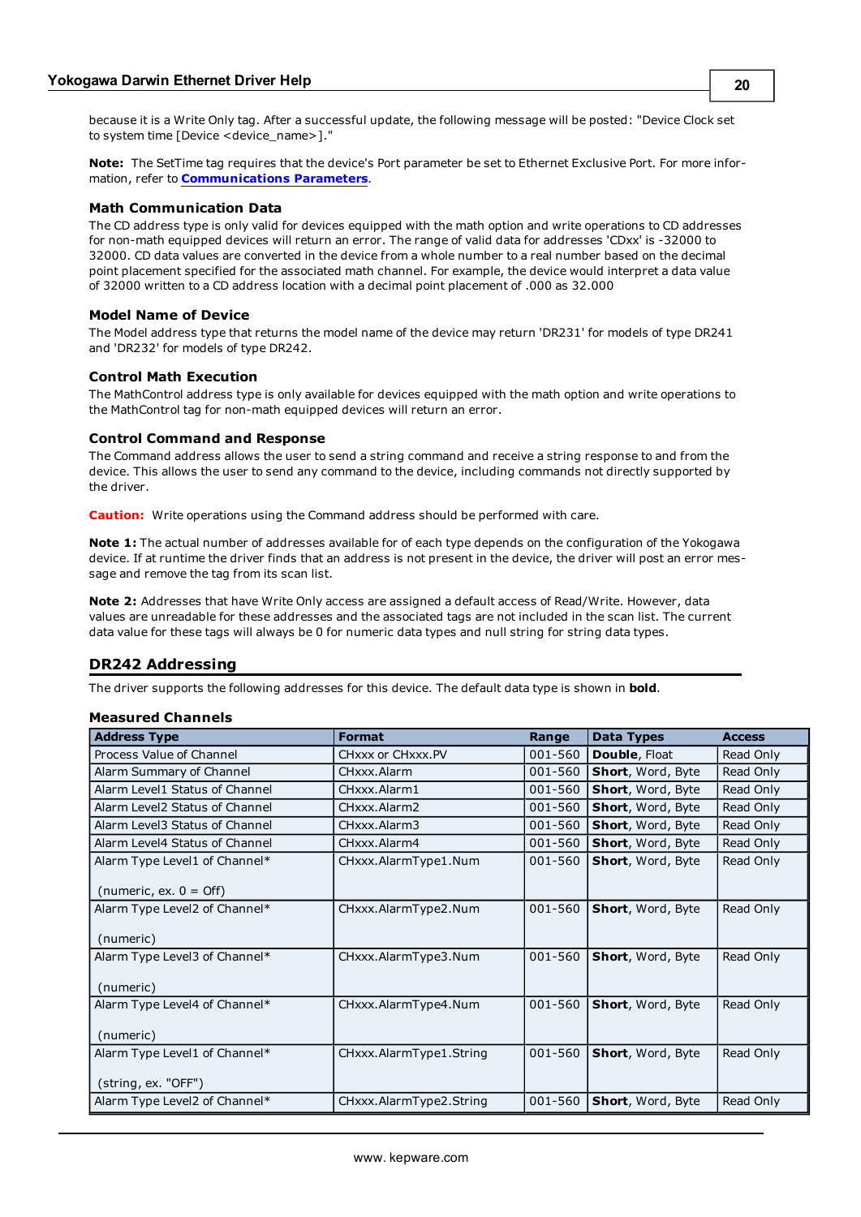because it is a Write Only tag. After a successful update, the following message will be posted: "Device Clock set to system time [Device <device_name>]."

**Note:** The SetTime tag requires that the device's Port parameter be set to Ethernet Exclusive Port. For more information, refer to **Communications Parameters**.

### Math Communication Data

The CD address type is only valid for devices equipped with the math option and write operations to CD addresses for non-math equipped devices will return an error. The range of valid data for addresses 'CDxx' is -32000 to 32000. CD data values are converted in the device from a whole number to a real number based on the decimal point placement specified for the associated math channel. For example, the device would interpret a data value of 32000 written to a CD address location with a decimal point placement of .000 as 32.000

### Model Name of Device

The Model address type that returns the model name of the device may return 'DR231' for models of type DR241 and 'DR232' for models of type DR242.

### Control Math Execution

The MathControl address type is only available for devices equipped with the math option and write operations to the MathControl tag for non-math equipped devices will return an error.

### Control Command and Response

The Command address allows the user to send a string command and receive a string response to and from the device. This allows the user to send any command to the device, including commands not directly supported by the driver.

**Caution:** Write operations using the Command address should be performed with care.

**Note 1:** The actual number of addresses available for of each type depends on the configuration of the Yokogawa device. If at runtime the driver finds that an address is not present in the device, the driver will post an error message and remove the tag from its scan list.

**Note 2:** Addresses that have Write Only access are assigned a default access of Read/Write. However, data values are unreadable for these addresses and the associated tags are not included in the scan list. The current data value for these tags will always be 0 for numeric data types and null string for string data types.

## DR242 Addressing

The driver supports the following addresses for this device. The default data type is shown in **bold**.

### Measured Channels

| Address Type | Format | Range | Data Types | Access |
|---|---|---|---|---|
| Process Value of Channel | CHxxx or CHxxx.PV | 001-560 | **Double**, Float | Read Only |
| Alarm Summary of Channel | CHxxx.Alarm | 001-560 | **Short**, Word, Byte | Read Only |
| Alarm Level1 Status of Channel | CHxxx.Alarm1 | 001-560 | **Short**, Word, Byte | Read Only |
| Alarm Level2 Status of Channel | CHxxx.Alarm2 | 001-560 | **Short**, Word, Byte | Read Only |
| Alarm Level3 Status of Channel | CHxxx.Alarm3 | 001-560 | **Short**, Word, Byte | Read Only |
| Alarm Level4 Status of Channel | CHxxx.Alarm4 | 001-560 | **Short**, Word, Byte | Read Only |
| Alarm Type Level1 of Channel*<br><br>(numeric, ex. 0 = Off) | CHxxx.AlarmType1.Num | 001-560 | **Short**, Word, Byte | Read Only |
| Alarm Type Level2 of Channel*<br><br>(numeric) | CHxxx.AlarmType2.Num | 001-560 | **Short**, Word, Byte | Read Only |
| Alarm Type Level3 of Channel*<br><br>(numeric) | CHxxx.AlarmType3.Num | 001-560 | **Short**, Word, Byte | Read Only |
| Alarm Type Level4 of Channel*<br><br>(numeric) | CHxxx.AlarmType4.Num | 001-560 | **Short**, Word, Byte | Read Only |
| Alarm Type Level1 of Channel*<br><br>(string, ex. "OFF") | CHxxx.AlarmType1.String | 001-560 | **Short**, Word, Byte | Read Only |
| Alarm Type Level2 of Channel* | CHxxx.AlarmType2.String | 001-560 | **Short**, Word, Byte | Read Only |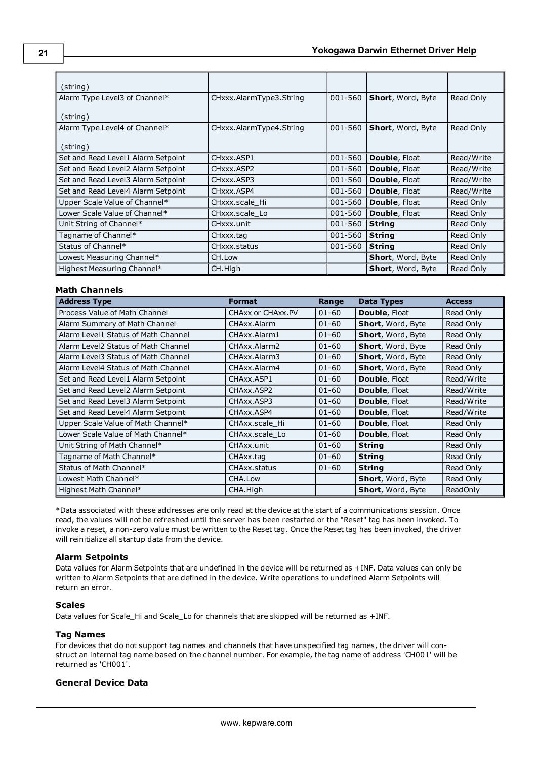| | | | | |
|---|---|---|---|---|
| (string) | | | | |
| Alarm Type Level3 of Channel* (string) | CHxxx.AlarmType3.String | 001-560 | **Short**, Word, Byte | Read Only |
| Alarm Type Level4 of Channel* (string) | CHxxx.AlarmType4.String | 001-560 | **Short**, Word, Byte | Read Only |
| Set and Read Level1 Alarm Setpoint | CHxxx.ASP1 | 001-560 | **Double**, Float | Read/Write |
| Set and Read Level2 Alarm Setpoint | CHxxx.ASP2 | 001-560 | **Double**, Float | Read/Write |
| Set and Read Level3 Alarm Setpoint | CHxxx.ASP3 | 001-560 | **Double**, Float | Read/Write |
| Set and Read Level4 Alarm Setpoint | CHxxx.ASP4 | 001-560 | **Double**, Float | Read/Write |
| Upper Scale Value of Channel* | CHxxx.scale_Hi | 001-560 | **Double**, Float | Read Only |
| Lower Scale Value of Channel* | CHxxx.scale_Lo | 001-560 | **Double**, Float | Read Only |
| Unit String of Channel* | CHxxx.unit | 001-560 | **String** | Read Only |
| Tagname of Channel* | CHxxx.tag | 001-560 | **String** | Read Only |
| Status of Channel* | CHxxx.status | 001-560 | **String** | Read Only |
| Lowest Measuring Channel* | CH.Low | | **Short**, Word, Byte | Read Only |
| Highest Measuring Channel* | CH.High | | **Short**, Word, Byte | Read Only |

#### Math Channels

| Address Type | Format | Range | Data Types | Access |
|---|---|---|---|---|
| Process Value of Math Channel | CHAxx or CHAxx.PV | 01-60 | **Double**, Float | Read Only |
| Alarm Summary of Math Channel | CHAxx.Alarm | 01-60 | **Short**, Word, Byte | Read Only |
| Alarm Level1 Status of Math Channel | CHAxx.Alarm1 | 01-60 | **Short**, Word, Byte | Read Only |
| Alarm Level2 Status of Math Channel | CHAxx.Alarm2 | 01-60 | **Short**, Word, Byte | Read Only |
| Alarm Level3 Status of Math Channel | CHAxx.Alarm3 | 01-60 | **Short**, Word, Byte | Read Only |
| Alarm Level4 Status of Math Channel | CHAxx.Alarm4 | 01-60 | **Short**, Word, Byte | Read Only |
| Set and Read Level1 Alarm Setpoint | CHAxx.ASP1 | 01-60 | **Double**, Float | Read/Write |
| Set and Read Level2 Alarm Setpoint | CHAxx.ASP2 | 01-60 | **Double**, Float | Read/Write |
| Set and Read Level3 Alarm Setpoint | CHAxx.ASP3 | 01-60 | **Double**, Float | Read/Write |
| Set and Read Level4 Alarm Setpoint | CHAxx.ASP4 | 01-60 | **Double**, Float | Read/Write |
| Upper Scale Value of Math Channel* | CHAxx.scale_Hi | 01-60 | **Double**, Float | Read Only |
| Lower Scale Value of Math Channel* | CHAxx.scale_Lo | 01-60 | **Double**, Float | Read Only |
| Unit String of Math Channel* | CHAxx.unit | 01-60 | **String** | Read Only |
| Tagname of Math Channel* | CHAxx.tag | 01-60 | **String** | Read Only |
| Status of Math Channel* | CHAxx.status | 01-60 | **String** | Read Only |
| Lowest Math Channel* | CHA.Low | | **Short**, Word, Byte | Read Only |
| Highest Math Channel* | CHA.High | | **Short**, Word, Byte | ReadOnly |

*Data associated with these addresses are only read at the device at the start of a communications session. Once read, the values will not be refreshed until the server has been restarted or the "Reset" tag has been invoked. To invoke a reset, a non-zero value must be written to the Reset tag. Once the Reset tag has been invoked, the driver will reinitialize all startup data from the device.

#### Alarm Setpoints

Data values for Alarm Setpoints that are undefined in the device will be returned as +INF. Data values can only be written to Alarm Setpoints that are defined in the device. Write operations to undefined Alarm Setpoints will return an error.

#### Scales

Data values for Scale_Hi and Scale_Lo for channels that are skipped will be returned as +INF.

#### Tag Names

For devices that do not support tag names and channels that have unspecified tag names, the driver will construct an internal tag name based on the channel number. For example, the tag name of address 'CH001' will be returned as 'CH001'.

#### General Device Data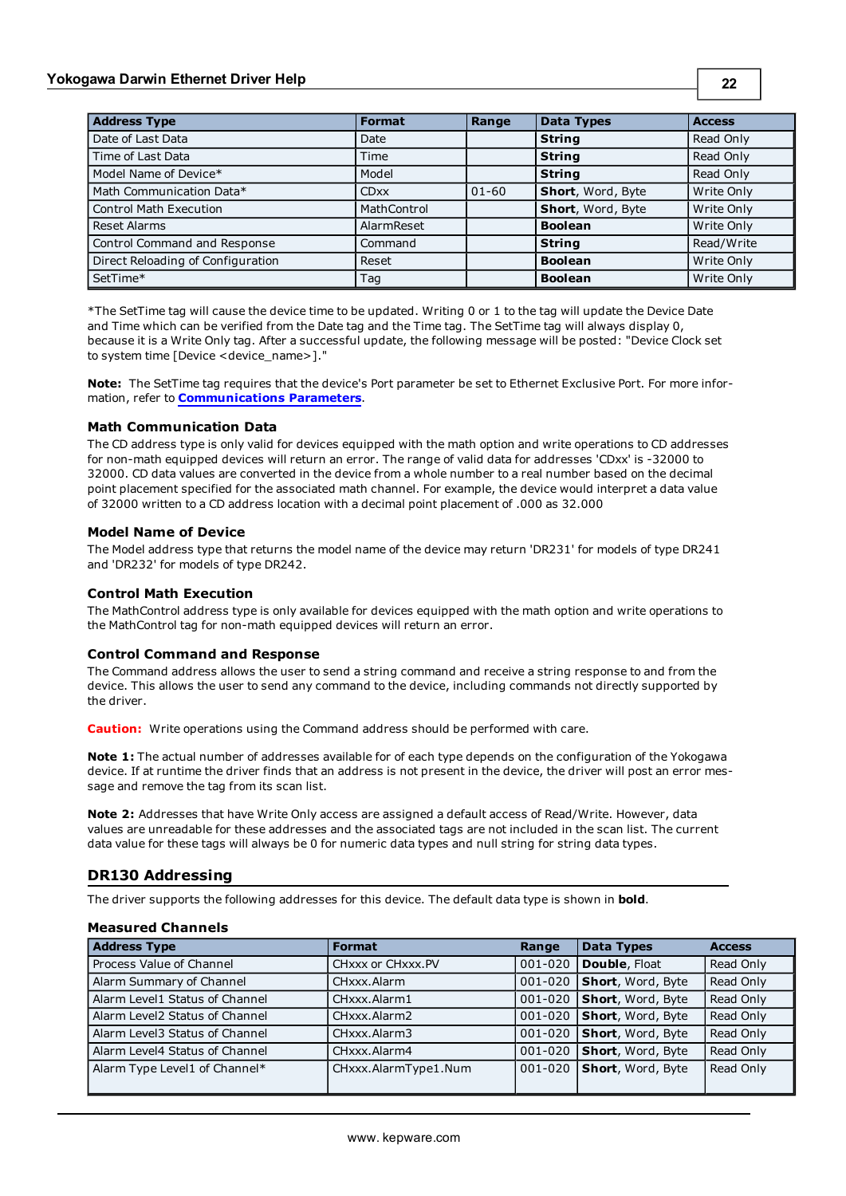| Address Type | Format | Range | Data Types | Access |
|---|---|---|---|---|
| Date of Last Data | Date | | **String** | Read Only |
| Time of Last Data | Time | | **String** | Read Only |
| Model Name of Device* | Model | | **String** | Read Only |
| Math Communication Data* | CDxx | 01-60 | **Short**, Word, Byte | Write Only |
| Control Math Execution | MathControl | | **Short**, Word, Byte | Write Only |
| Reset Alarms | AlarmReset | | **Boolean** | Write Only |
| Control Command and Response | Command | | **String** | Read/Write |
| Direct Reloading of Configuration | Reset | | **Boolean** | Write Only |
| SetTime* | Tag | | **Boolean** | Write Only |

*The SetTime tag will cause the device time to be updated. Writing 0 or 1 to the tag will update the Device Date and Time which can be verified from the Date tag and the Time tag. The SetTime tag will always display 0, because it is a Write Only tag. After a successful update, the following message will be posted: "Device Clock set to system time [Device <device_name>]."

**Note:** The SetTime tag requires that the device's Port parameter be set to Ethernet Exclusive Port. For more information, refer to **Communications Parameters**.

### Math Communication Data

The CD address type is only valid for devices equipped with the math option and write operations to CD addresses for non-math equipped devices will return an error. The range of valid data for addresses 'CDxx' is -32000 to 32000. CD data values are converted in the device from a whole number to a real number based on the decimal point placement specified for the associated math channel. For example, the device would interpret a data value of 32000 written to a CD address location with a decimal point placement of .000 as 32.000

### Model Name of Device

The Model address type that returns the model name of the device may return 'DR231' for models of type DR241 and 'DR232' for models of type DR242.

### Control Math Execution

The MathControl address type is only available for devices equipped with the math option and write operations to the MathControl tag for non-math equipped devices will return an error.

### Control Command and Response

The Command address allows the user to send a string command and receive a string response to and from the device. This allows the user to send any command to the device, including commands not directly supported by the driver.

**Caution:** Write operations using the Command address should be performed with care.

**Note 1:** The actual number of addresses available for of each type depends on the configuration of the Yokogawa device. If at runtime the driver finds that an address is not present in the device, the driver will post an error message and remove the tag from its scan list.

**Note 2:** Addresses that have Write Only access are assigned a default access of Read/Write. However, data values are unreadable for these addresses and the associated tags are not included in the scan list. The current data value for these tags will always be 0 for numeric data types and null string for string data types.

## DR130 Addressing

The driver supports the following addresses for this device. The default data type is shown in **bold**.

### Measured Channels

| Address Type | Format | Range | Data Types | Access |
|---|---|---|---|---|
| Process Value of Channel | CHxxx or CHxxx.PV | 001-020 | **Double**, Float | Read Only |
| Alarm Summary of Channel | CHxxx.Alarm | 001-020 | **Short**, Word, Byte | Read Only |
| Alarm Level1 Status of Channel | CHxxx.Alarm1 | 001-020 | **Short**, Word, Byte | Read Only |
| Alarm Level2 Status of Channel | CHxxx.Alarm2 | 001-020 | **Short**, Word, Byte | Read Only |
| Alarm Level3 Status of Channel | CHxxx.Alarm3 | 001-020 | **Short**, Word, Byte | Read Only |
| Alarm Level4 Status of Channel | CHxxx.Alarm4 | 001-020 | **Short**, Word, Byte | Read Only |
| Alarm Type Level1 of Channel* | CHxxx.AlarmType1.Num | 001-020 | **Short**, Word, Byte | Read Only |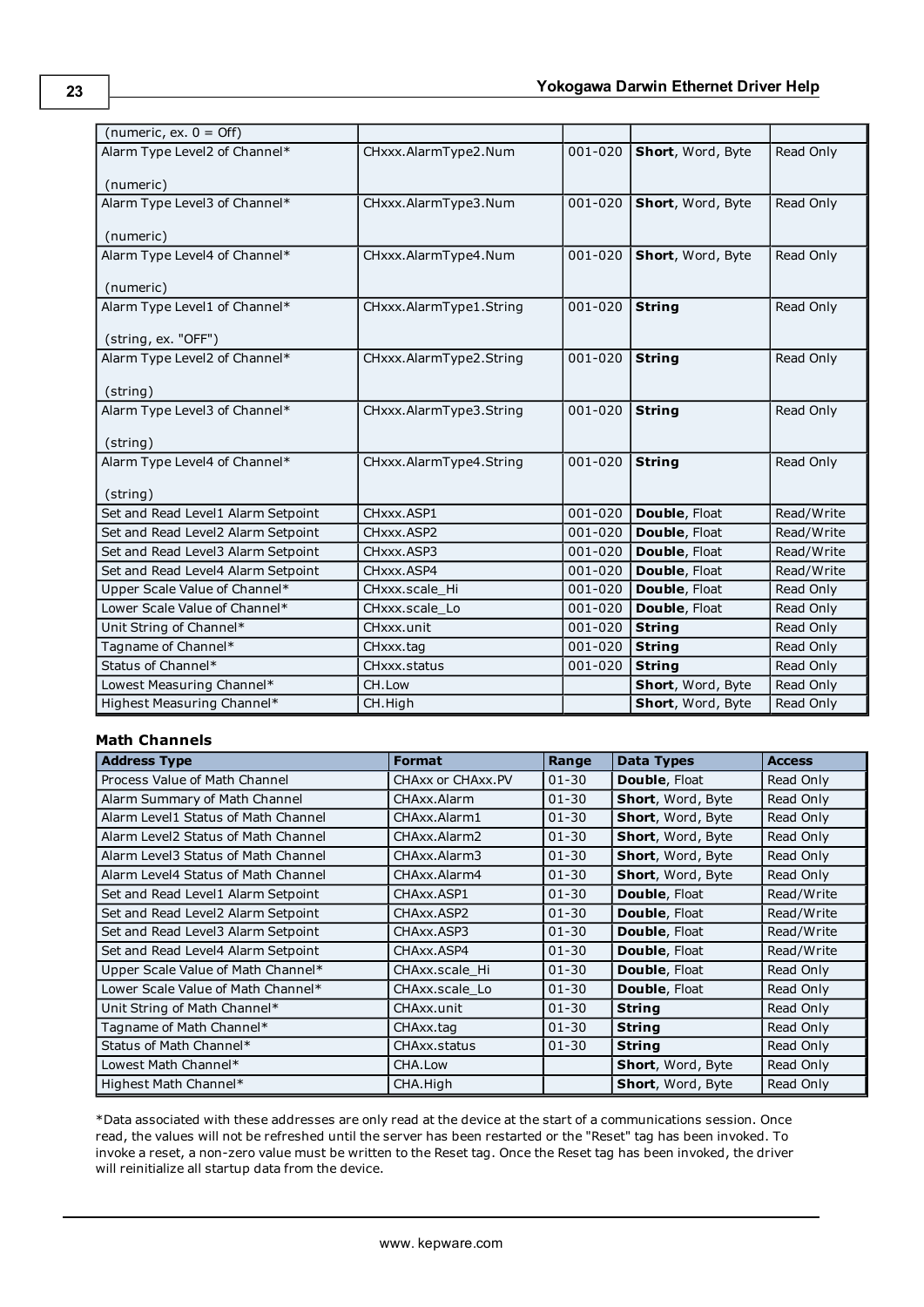| | | | | |
|---|---|---|---|---|
| (numeric, ex. 0 = Off) | | | | |
| Alarm Type Level2 of Channel*<br><br>(numeric) | CHxxx.AlarmType2.Num | 001-020 | **Short**, Word, Byte | Read Only |
| Alarm Type Level3 of Channel*<br><br>(numeric) | CHxxx.AlarmType3.Num | 001-020 | **Short**, Word, Byte | Read Only |
| Alarm Type Level4 of Channel*<br><br>(numeric) | CHxxx.AlarmType4.Num | 001-020 | **Short**, Word, Byte | Read Only |
| Alarm Type Level1 of Channel*<br><br>(string, ex. "OFF") | CHxxx.AlarmType1.String | 001-020 | **String** | Read Only |
| Alarm Type Level2 of Channel*<br><br>(string) | CHxxx.AlarmType2.String | 001-020 | **String** | Read Only |
| Alarm Type Level3 of Channel*<br><br>(string) | CHxxx.AlarmType3.String | 001-020 | **String** | Read Only |
| Alarm Type Level4 of Channel*<br><br>(string) | CHxxx.AlarmType4.String | 001-020 | **String** | Read Only |
| Set and Read Level1 Alarm Setpoint | CHxxx.ASP1 | 001-020 | **Double**, Float | Read/Write |
| Set and Read Level2 Alarm Setpoint | CHxxx.ASP2 | 001-020 | **Double**, Float | Read/Write |
| Set and Read Level3 Alarm Setpoint | CHxxx.ASP3 | 001-020 | **Double**, Float | Read/Write |
| Set and Read Level4 Alarm Setpoint | CHxxx.ASP4 | 001-020 | **Double**, Float | Read/Write |
| Upper Scale Value of Channel* | CHxxx.scale_Hi | 001-020 | **Double**, Float | Read Only |
| Lower Scale Value of Channel* | CHxxx.scale_Lo | 001-020 | **Double**, Float | Read Only |
| Unit String of Channel* | CHxxx.unit | 001-020 | **String** | Read Only |
| Tagname of Channel* | CHxxx.tag | 001-020 | **String** | Read Only |
| Status of Channel* | CHxxx.status | 001-020 | **String** | Read Only |
| Lowest Measuring Channel* | CH.Low | | **Short**, Word, Byte | Read Only |
| Highest Measuring Channel* | CH.High | | **Short**, Word, Byte | Read Only |

**Math Channels**

| Address Type | Format | Range | Data Types | Access |
|---|---|---|---|---|
| Process Value of Math Channel | CHAxx or CHAxx.PV | 01-30 | **Double**, Float | Read Only |
| Alarm Summary of Math Channel | CHAxx.Alarm | 01-30 | **Short**, Word, Byte | Read Only |
| Alarm Level1 Status of Math Channel | CHAxx.Alarm1 | 01-30 | **Short**, Word, Byte | Read Only |
| Alarm Level2 Status of Math Channel | CHAxx.Alarm2 | 01-30 | **Short**, Word, Byte | Read Only |
| Alarm Level3 Status of Math Channel | CHAxx.Alarm3 | 01-30 | **Short**, Word, Byte | Read Only |
| Alarm Level4 Status of Math Channel | CHAxx.Alarm4 | 01-30 | **Short**, Word, Byte | Read Only |
| Set and Read Level1 Alarm Setpoint | CHAxx.ASP1 | 01-30 | **Double**, Float | Read/Write |
| Set and Read Level2 Alarm Setpoint | CHAxx.ASP2 | 01-30 | **Double**, Float | Read/Write |
| Set and Read Level3 Alarm Setpoint | CHAxx.ASP3 | 01-30 | **Double**, Float | Read/Write |
| Set and Read Level4 Alarm Setpoint | CHAxx.ASP4 | 01-30 | **Double**, Float | Read/Write |
| Upper Scale Value of Math Channel* | CHAxx.scale_Hi | 01-30 | **Double**, Float | Read Only |
| Lower Scale Value of Math Channel* | CHAxx.scale_Lo | 01-30 | **Double**, Float | Read Only |
| Unit String of Math Channel* | CHAxx.unit | 01-30 | **String** | Read Only |
| Tagname of Math Channel* | CHAxx.tag | 01-30 | **String** | Read Only |
| Status of Math Channel* | CHAxx.status | 01-30 | **String** | Read Only |
| Lowest Math Channel* | CHA.Low | | **Short**, Word, Byte | Read Only |
| Highest Math Channel* | CHA.High | | **Short**, Word, Byte | Read Only |

*Data associated with these addresses are only read at the device at the start of a communications session. Once read, the values will not be refreshed until the server has been restarted or the "Reset" tag has been invoked. To invoke a reset, a non-zero value must be written to the Reset tag. Once the Reset tag has been invoked, the driver will reinitialize all startup data from the device.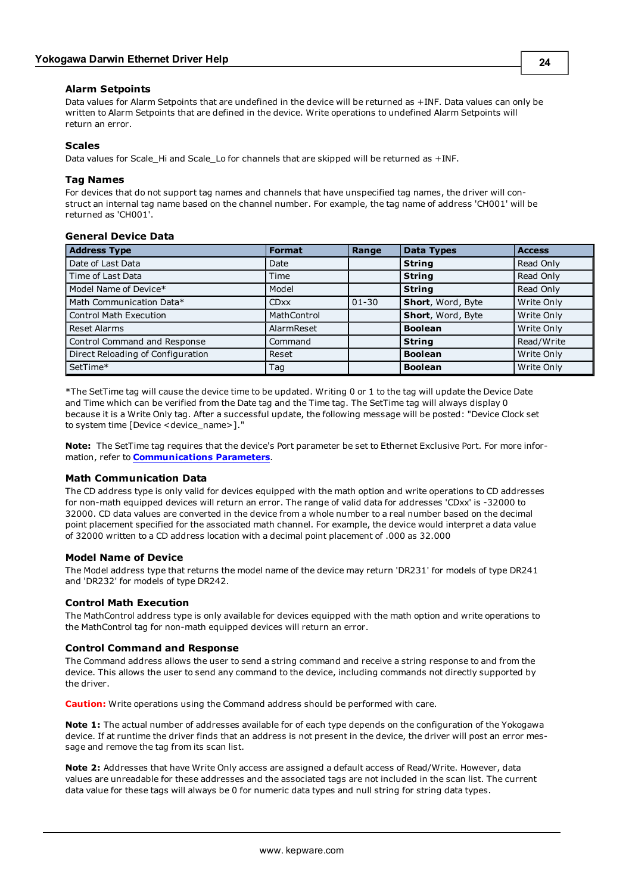### Alarm Setpoints

Data values for Alarm Setpoints that are undefined in the device will be returned as +INF. Data values can only be written to Alarm Setpoints that are defined in the device. Write operations to undefined Alarm Setpoints will return an error.

### Scales

Data values for Scale_Hi and Scale_Lo for channels that are skipped will be returned as +INF.

### Tag Names

For devices that do not support tag names and channels that have unspecified tag names, the driver will construct an internal tag name based on the channel number. For example, the tag name of address 'CH001' will be returned as 'CH001'.

### General Device Data

| Address Type | Format | Range | Data Types | Access |
|---|---|---|---|---|
| Date of Last Data | Date | | **String** | Read Only |
| Time of Last Data | Time | | **String** | Read Only |
| Model Name of Device* | Model | | **String** | Read Only |
| Math Communication Data* | CDxx | 01-30 | **Short**, Word, Byte | Write Only |
| Control Math Execution | MathControl | | **Short**, Word, Byte | Write Only |
| Reset Alarms | AlarmReset | | **Boolean** | Write Only |
| Control Command and Response | Command | | **String** | Read/Write |
| Direct Reloading of Configuration | Reset | | **Boolean** | Write Only |
| SetTime* | Tag | | **Boolean** | Write Only |

*The SetTime tag will cause the device time to be updated. Writing 0 or 1 to the tag will update the Device Date and Time which can be verified from the Date tag and the Time tag. The SetTime tag will always display 0 because it is a Write Only tag. After a successful update, the following message will be posted: "Device Clock set to system time [Device <device_name>]."

**Note:** The SetTime tag requires that the device's Port parameter be set to Ethernet Exclusive Port. For more information, refer to **Communications Parameters**.

### Math Communication Data

The CD address type is only valid for devices equipped with the math option and write operations to CD addresses for non-math equipped devices will return an error. The range of valid data for addresses 'CDxx' is -32000 to 32000. CD data values are converted in the device from a whole number to a real number based on the decimal point placement specified for the associated math channel. For example, the device would interpret a data value of 32000 written to a CD address location with a decimal point placement of .000 as 32.000

### Model Name of Device

The Model address type that returns the model name of the device may return 'DR231' for models of type DR241 and 'DR232' for models of type DR242.

### Control Math Execution

The MathControl address type is only available for devices equipped with the math option and write operations to the MathControl tag for non-math equipped devices will return an error.

### Control Command and Response

The Command address allows the user to send a string command and receive a string response to and from the device. This allows the user to send any command to the device, including commands not directly supported by the driver.

**Caution:** Write operations using the Command address should be performed with care.

**Note 1:** The actual number of addresses available for of each type depends on the configuration of the Yokogawa device. If at runtime the driver finds that an address is not present in the device, the driver will post an error message and remove the tag from its scan list.

**Note 2:** Addresses that have Write Only access are assigned a default access of Read/Write. However, data values are unreadable for these addresses and the associated tags are not included in the scan list. The current data value for these tags will always be 0 for numeric data types and null string for string data types.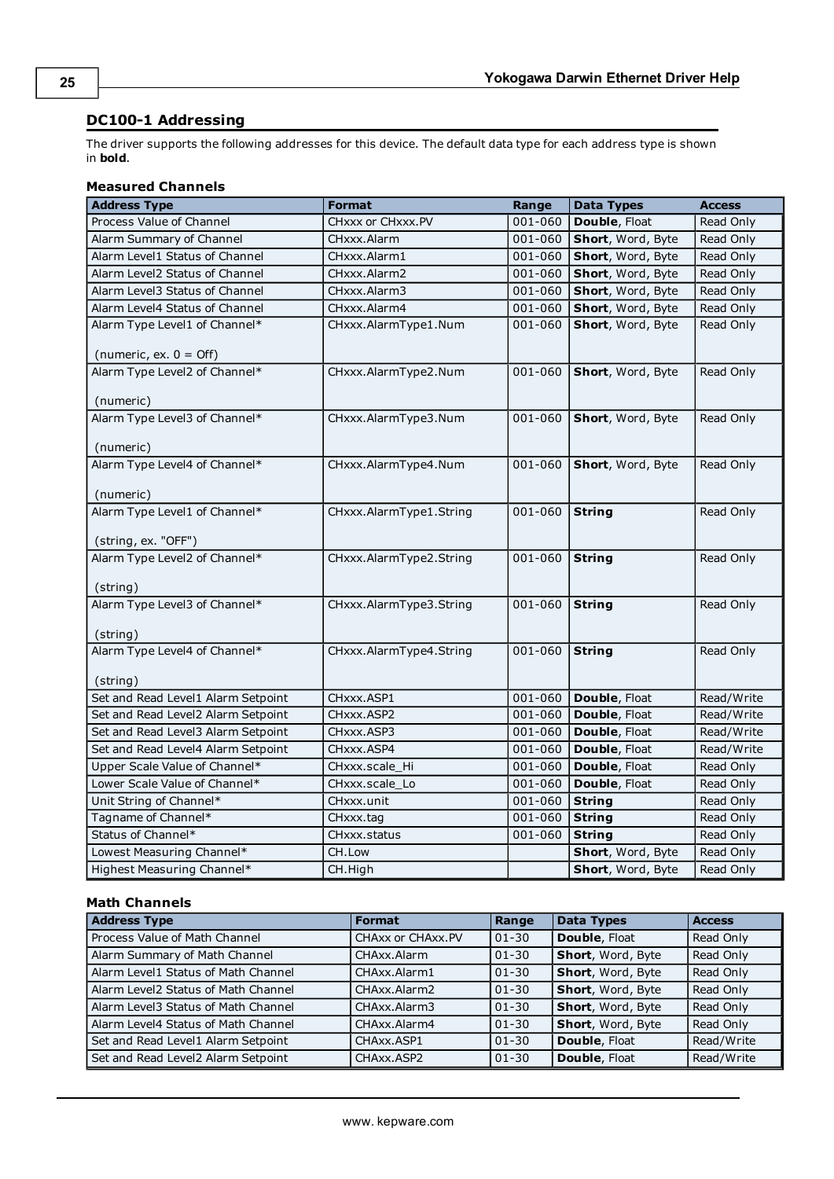## DC100-1 Addressing

The driver supports the following addresses for this device. The default data type for each address type is shown in **bold**.

### Measured Channels

| Address Type | Format | Range | Data Types | Access |
|---|---|---|---|---|
| Process Value of Channel | CHxxx or CHxxx.PV | 001-060 | **Double**, Float | Read Only |
| Alarm Summary of Channel | CHxxx.Alarm | 001-060 | **Short**, Word, Byte | Read Only |
| Alarm Level1 Status of Channel | CHxxx.Alarm1 | 001-060 | **Short**, Word, Byte | Read Only |
| Alarm Level2 Status of Channel | CHxxx.Alarm2 | 001-060 | **Short**, Word, Byte | Read Only |
| Alarm Level3 Status of Channel | CHxxx.Alarm3 | 001-060 | **Short**, Word, Byte | Read Only |
| Alarm Level4 Status of Channel | CHxxx.Alarm4 | 001-060 | **Short**, Word, Byte | Read Only |
| Alarm Type Level1 of Channel* (numeric, ex. 0 = Off) | CHxxx.AlarmType1.Num | 001-060 | **Short**, Word, Byte | Read Only |
| Alarm Type Level2 of Channel* (numeric) | CHxxx.AlarmType2.Num | 001-060 | **Short**, Word, Byte | Read Only |
| Alarm Type Level3 of Channel* (numeric) | CHxxx.AlarmType3.Num | 001-060 | **Short**, Word, Byte | Read Only |
| Alarm Type Level4 of Channel* (numeric) | CHxxx.AlarmType4.Num | 001-060 | **Short**, Word, Byte | Read Only |
| Alarm Type Level1 of Channel* (string, ex. "OFF") | CHxxx.AlarmType1.String | 001-060 | **String** | Read Only |
| Alarm Type Level2 of Channel* (string) | CHxxx.AlarmType2.String | 001-060 | **String** | Read Only |
| Alarm Type Level3 of Channel* (string) | CHxxx.AlarmType3.String | 001-060 | **String** | Read Only |
| Alarm Type Level4 of Channel* (string) | CHxxx.AlarmType4.String | 001-060 | **String** | Read Only |
| Set and Read Level1 Alarm Setpoint | CHxxx.ASP1 | 001-060 | **Double**, Float | Read/Write |
| Set and Read Level2 Alarm Setpoint | CHxxx.ASP2 | 001-060 | **Double**, Float | Read/Write |
| Set and Read Level3 Alarm Setpoint | CHxxx.ASP3 | 001-060 | **Double**, Float | Read/Write |
| Set and Read Level4 Alarm Setpoint | CHxxx.ASP4 | 001-060 | **Double**, Float | Read/Write |
| Upper Scale Value of Channel* | CHxxx.scale_Hi | 001-060 | **Double**, Float | Read Only |
| Lower Scale Value of Channel* | CHxxx.scale_Lo | 001-060 | **Double**, Float | Read Only |
| Unit String of Channel* | CHxxx.unit | 001-060 | **String** | Read Only |
| Tagname of Channel* | CHxxx.tag | 001-060 | **String** | Read Only |
| Status of Channel* | CHxxx.status | 001-060 | **String** | Read Only |
| Lowest Measuring Channel* | CH.Low | | **Short**, Word, Byte | Read Only |
| Highest Measuring Channel* | CH.High | | **Short**, Word, Byte | Read Only |

### Math Channels

| Address Type | Format | Range | Data Types | Access |
|---|---|---|---|---|
| Process Value of Math Channel | CHAxx or CHAxx.PV | 01-30 | **Double**, Float | Read Only |
| Alarm Summary of Math Channel | CHAxx.Alarm | 01-30 | **Short**, Word, Byte | Read Only |
| Alarm Level1 Status of Math Channel | CHAxx.Alarm1 | 01-30 | **Short**, Word, Byte | Read Only |
| Alarm Level2 Status of Math Channel | CHAxx.Alarm2 | 01-30 | **Short**, Word, Byte | Read Only |
| Alarm Level3 Status of Math Channel | CHAxx.Alarm3 | 01-30 | **Short**, Word, Byte | Read Only |
| Alarm Level4 Status of Math Channel | CHAxx.Alarm4 | 01-30 | **Short**, Word, Byte | Read Only |
| Set and Read Level1 Alarm Setpoint | CHAxx.ASP1 | 01-30 | **Double**, Float | Read/Write |
| Set and Read Level2 Alarm Setpoint | CHAxx.ASP2 | 01-30 | **Double**, Float | Read/Write |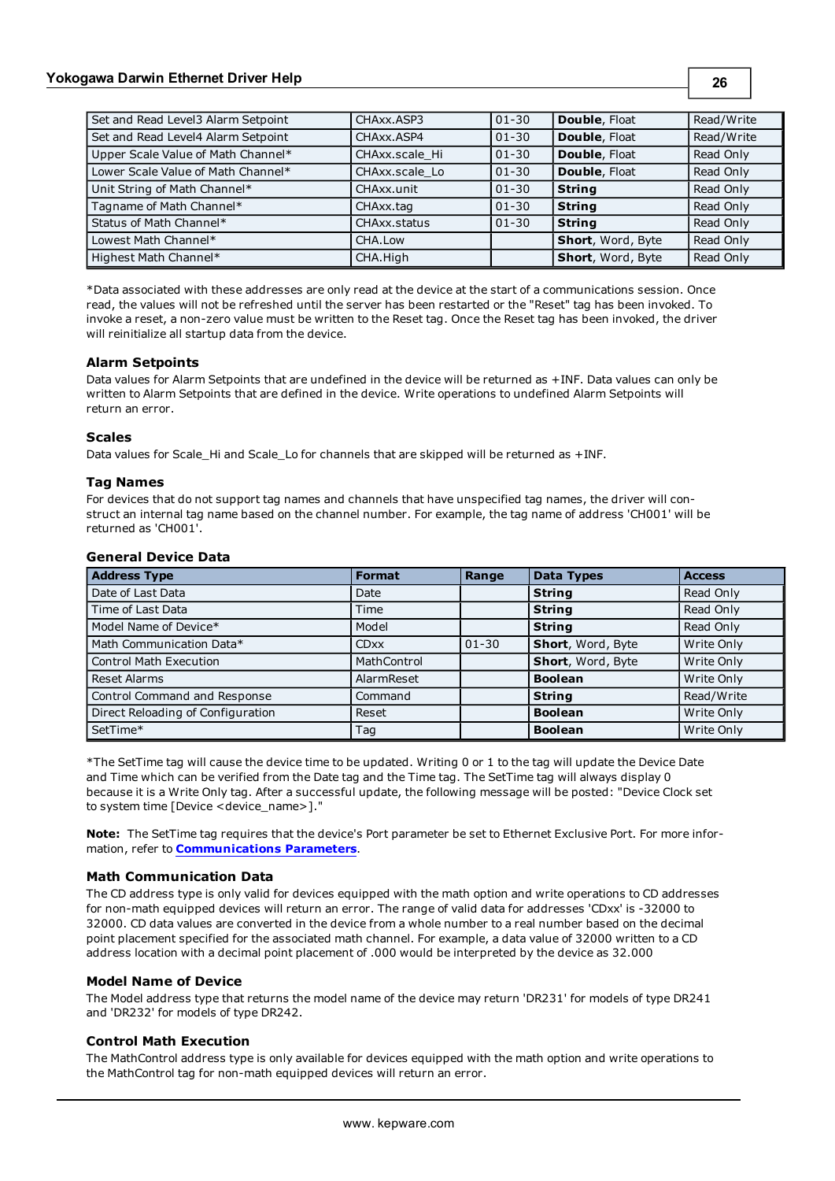| | | | | |
|---|---|---|---|---|
| Set and Read Level3 Alarm Setpoint | CHAxx.ASP3 | 01-30 | **Double**, Float | Read/Write |
| Set and Read Level4 Alarm Setpoint | CHAxx.ASP4 | 01-30 | **Double**, Float | Read/Write |
| Upper Scale Value of Math Channel* | CHAxx.scale_Hi | 01-30 | **Double**, Float | Read Only |
| Lower Scale Value of Math Channel* | CHAxx.scale_Lo | 01-30 | **Double**, Float | Read Only |
| Unit String of Math Channel* | CHAxx.unit | 01-30 | **String** | Read Only |
| Tagname of Math Channel* | CHAxx.tag | 01-30 | **String** | Read Only |
| Status of Math Channel* | CHAxx.status | 01-30 | **String** | Read Only |
| Lowest Math Channel* | CHA.Low | | **Short**, Word, Byte | Read Only |
| Highest Math Channel* | CHA.High | | **Short**, Word, Byte | Read Only |

*Data associated with these addresses are only read at the device at the start of a communications session. Once read, the values will not be refreshed until the server has been restarted or the "Reset" tag has been invoked. To invoke a reset, a non-zero value must be written to the Reset tag. Once the Reset tag has been invoked, the driver will reinitialize all startup data from the device.

### Alarm Setpoints

Data values for Alarm Setpoints that are undefined in the device will be returned as +INF. Data values can only be written to Alarm Setpoints that are defined in the device. Write operations to undefined Alarm Setpoints will return an error.

### Scales

Data values for Scale_Hi and Scale_Lo for channels that are skipped will be returned as +INF.

### Tag Names

For devices that do not support tag names and channels that have unspecified tag names, the driver will construct an internal tag name based on the channel number. For example, the tag name of address 'CH001' will be returned as 'CH001'.

### General Device Data

| Address Type | Format | Range | Data Types | Access |
|---|---|---|---|---|
| Date of Last Data | Date | | **String** | Read Only |
| Time of Last Data | Time | | **String** | Read Only |
| Model Name of Device* | Model | | **String** | Read Only |
| Math Communication Data* | CDxx | 01-30 | **Short**, Word, Byte | Write Only |
| Control Math Execution | MathControl | | **Short**, Word, Byte | Write Only |
| Reset Alarms | AlarmReset | | **Boolean** | Write Only |
| Control Command and Response | Command | | **String** | Read/Write |
| Direct Reloading of Configuration | Reset | | **Boolean** | Write Only |
| SetTime* | Tag | | **Boolean** | Write Only |

*The SetTime tag will cause the device time to be updated. Writing 0 or 1 to the tag will update the Device Date and Time which can be verified from the Date tag and the Time tag. The SetTime tag will always display 0 because it is a Write Only tag. After a successful update, the following message will be posted: "Device Clock set to system time [Device <device_name>]."

**Note:** The SetTime tag requires that the device's Port parameter be set to Ethernet Exclusive Port. For more information, refer to **Communications Parameters**.

### Math Communication Data

The CD address type is only valid for devices equipped with the math option and write operations to CD addresses for non-math equipped devices will return an error. The range of valid data for addresses 'CDxx' is -32000 to 32000. CD data values are converted in the device from a whole number to a real number based on the decimal point placement specified for the associated math channel. For example, a data value of 32000 written to a CD address location with a decimal point placement of .000 would be interpreted by the device as 32.000

### Model Name of Device

The Model address type that returns the model name of the device may return 'DR231' for models of type DR241 and 'DR232' for models of type DR242.

### Control Math Execution

The MathControl address type is only available for devices equipped with the math option and write operations to the MathControl tag for non-math equipped devices will return an error.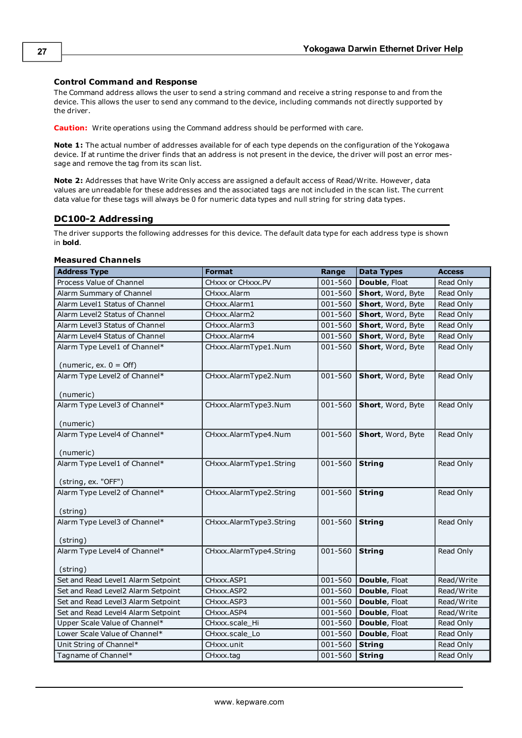### Control Command and Response

The Command address allows the user to send a string command and receive a string response to and from the device. This allows the user to send any command to the device, including commands not directly supported by the driver.

**Caution:** Write operations using the Command address should be performed with care.

**Note 1:** The actual number of addresses available for of each type depends on the configuration of the Yokogawa device. If at runtime the driver finds that an address is not present in the device, the driver will post an error message and remove the tag from its scan list.

**Note 2:** Addresses that have Write Only access are assigned a default access of Read/Write. However, data values are unreadable for these addresses and the associated tags are not included in the scan list. The current data value for these tags will always be 0 for numeric data types and null string for string data types.

## DC100-2 Addressing

The driver supports the following addresses for this device. The default data type for each address type is shown in **bold**.

### Measured Channels

| Address Type | Format | Range | Data Types | Access |
|---|---|---|---|---|
| Process Value of Channel | CHxxx or CHxxx.PV | 001-560 | **Double**, Float | Read Only |
| Alarm Summary of Channel | CHxxx.Alarm | 001-560 | **Short**, Word, Byte | Read Only |
| Alarm Level1 Status of Channel | CHxxx.Alarm1 | 001-560 | **Short**, Word, Byte | Read Only |
| Alarm Level2 Status of Channel | CHxxx.Alarm2 | 001-560 | **Short**, Word, Byte | Read Only |
| Alarm Level3 Status of Channel | CHxxx.Alarm3 | 001-560 | **Short**, Word, Byte | Read Only |
| Alarm Level4 Status of Channel | CHxxx.Alarm4 | 001-560 | **Short**, Word, Byte | Read Only |
| Alarm Type Level1 of Channel* (numeric, ex. 0 = Off) | CHxxx.AlarmType1.Num | 001-560 | **Short**, Word, Byte | Read Only |
| Alarm Type Level2 of Channel* (numeric) | CHxxx.AlarmType2.Num | 001-560 | **Short**, Word, Byte | Read Only |
| Alarm Type Level3 of Channel* (numeric) | CHxxx.AlarmType3.Num | 001-560 | **Short**, Word, Byte | Read Only |
| Alarm Type Level4 of Channel* (numeric) | CHxxx.AlarmType4.Num | 001-560 | **Short**, Word, Byte | Read Only |
| Alarm Type Level1 of Channel* (string, ex. "OFF") | CHxxx.AlarmType1.String | 001-560 | **String** | Read Only |
| Alarm Type Level2 of Channel* (string) | CHxxx.AlarmType2.String | 001-560 | **String** | Read Only |
| Alarm Type Level3 of Channel* (string) | CHxxx.AlarmType3.String | 001-560 | **String** | Read Only |
| Alarm Type Level4 of Channel* (string) | CHxxx.AlarmType4.String | 001-560 | **String** | Read Only |
| Set and Read Level1 Alarm Setpoint | CHxxx.ASP1 | 001-560 | **Double**, Float | Read/Write |
| Set and Read Level2 Alarm Setpoint | CHxxx.ASP2 | 001-560 | **Double**, Float | Read/Write |
| Set and Read Level3 Alarm Setpoint | CHxxx.ASP3 | 001-560 | **Double**, Float | Read/Write |
| Set and Read Level4 Alarm Setpoint | CHxxx.ASP4 | 001-560 | **Double**, Float | Read/Write |
| Upper Scale Value of Channel* | CHxxx.scale_Hi | 001-560 | **Double**, Float | Read Only |
| Lower Scale Value of Channel* | CHxxx.scale_Lo | 001-560 | **Double**, Float | Read Only |
| Unit String of Channel* | CHxxx.unit | 001-560 | **String** | Read Only |
| Tagname of Channel* | CHxxx.tag | 001-560 | **String** | Read Only |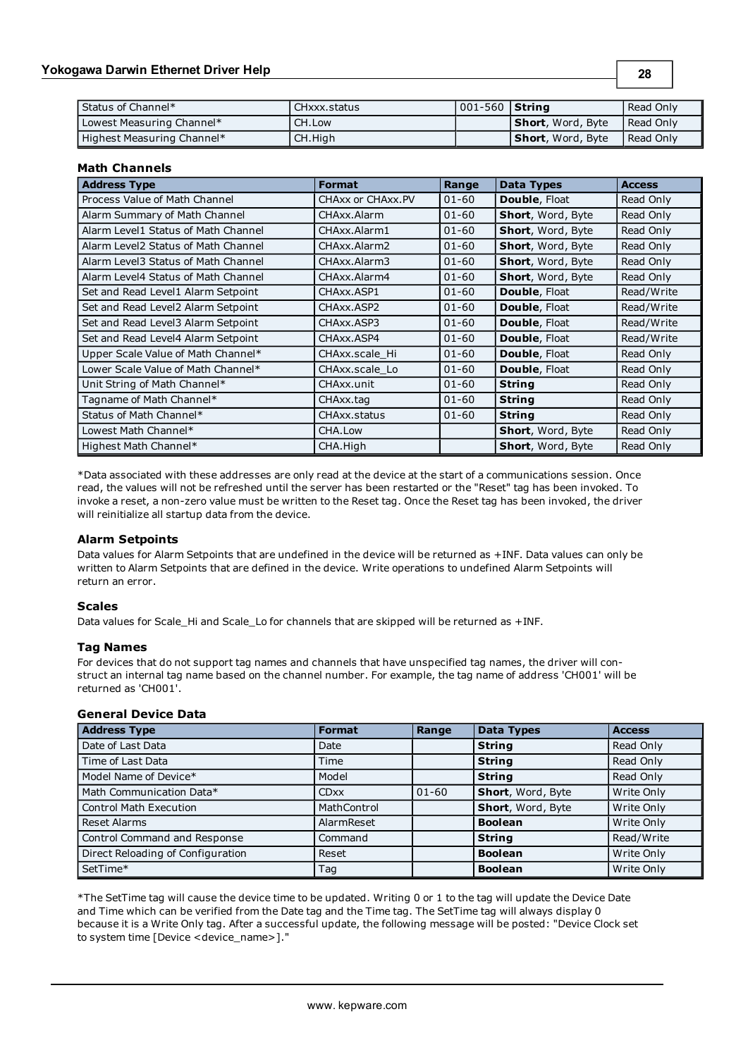| Status of Channel* | CHxxx.status | 001-560 | **String** | Read Only |
|---|---|---|---|---|
| Lowest Measuring Channel* | CH.Low | | **Short**, Word, Byte | Read Only |
| Highest Measuring Channel* | CH.High | | **Short**, Word, Byte | Read Only |

### Math Channels

| Address Type | Format | Range | Data Types | Access |
|---|---|---|---|---|
| Process Value of Math Channel | CHAxx or CHAxx.PV | 01-60 | **Double**, Float | Read Only |
| Alarm Summary of Math Channel | CHAxx.Alarm | 01-60 | **Short**, Word, Byte | Read Only |
| Alarm Level1 Status of Math Channel | CHAxx.Alarm1 | 01-60 | **Short**, Word, Byte | Read Only |
| Alarm Level2 Status of Math Channel | CHAxx.Alarm2 | 01-60 | **Short**, Word, Byte | Read Only |
| Alarm Level3 Status of Math Channel | CHAxx.Alarm3 | 01-60 | **Short**, Word, Byte | Read Only |
| Alarm Level4 Status of Math Channel | CHAxx.Alarm4 | 01-60 | **Short**, Word, Byte | Read Only |
| Set and Read Level1 Alarm Setpoint | CHAxx.ASP1 | 01-60 | **Double**, Float | Read/Write |
| Set and Read Level2 Alarm Setpoint | CHAxx.ASP2 | 01-60 | **Double**, Float | Read/Write |
| Set and Read Level3 Alarm Setpoint | CHAxx.ASP3 | 01-60 | **Double**, Float | Read/Write |
| Set and Read Level4 Alarm Setpoint | CHAxx.ASP4 | 01-60 | **Double**, Float | Read/Write |
| Upper Scale Value of Math Channel* | CHAxx.scale_Hi | 01-60 | **Double**, Float | Read Only |
| Lower Scale Value of Math Channel* | CHAxx.scale_Lo | 01-60 | **Double**, Float | Read Only |
| Unit String of Math Channel* | CHAxx.unit | 01-60 | **String** | Read Only |
| Tagname of Math Channel* | CHAxx.tag | 01-60 | **String** | Read Only |
| Status of Math Channel* | CHAxx.status | 01-60 | **String** | Read Only |
| Lowest Math Channel* | CHA.Low | | **Short**, Word, Byte | Read Only |
| Highest Math Channel* | CHA.High | | **Short**, Word, Byte | Read Only |

*Data associated with these addresses are only read at the device at the start of a communications session. Once read, the values will not be refreshed until the server has been restarted or the "Reset" tag has been invoked. To invoke a reset, a non-zero value must be written to the Reset tag. Once the Reset tag has been invoked, the driver will reinitialize all startup data from the device.

### Alarm Setpoints

Data values for Alarm Setpoints that are undefined in the device will be returned as +INF. Data values can only be written to Alarm Setpoints that are defined in the device. Write operations to undefined Alarm Setpoints will return an error.

### Scales

Data values for Scale_Hi and Scale_Lo for channels that are skipped will be returned as +INF.

### Tag Names

For devices that do not support tag names and channels that have unspecified tag names, the driver will construct an internal tag name based on the channel number. For example, the tag name of address 'CH001' will be returned as 'CH001'.

### General Device Data

| Address Type | Format | Range | Data Types | Access |
|---|---|---|---|---|
| Date of Last Data | Date | | **String** | Read Only |
| Time of Last Data | Time | | **String** | Read Only |
| Model Name of Device* | Model | | **String** | Read Only |
| Math Communication Data* | CDxx | 01-60 | **Short**, Word, Byte | Write Only |
| Control Math Execution | MathControl | | **Short**, Word, Byte | Write Only |
| Reset Alarms | AlarmReset | | **Boolean** | Write Only |
| Control Command and Response | Command | | **String** | Read/Write |
| Direct Reloading of Configuration | Reset | | **Boolean** | Write Only |
| SetTime* | Tag | | **Boolean** | Write Only |

*The SetTime tag will cause the device time to be updated. Writing 0 or 1 to the tag will update the Device Date and Time which can be verified from the Date tag and the Time tag. The SetTime tag will always display 0 because it is a Write Only tag. After a successful update, the following message will be posted: "Device Clock set to system time [Device <device_name>]."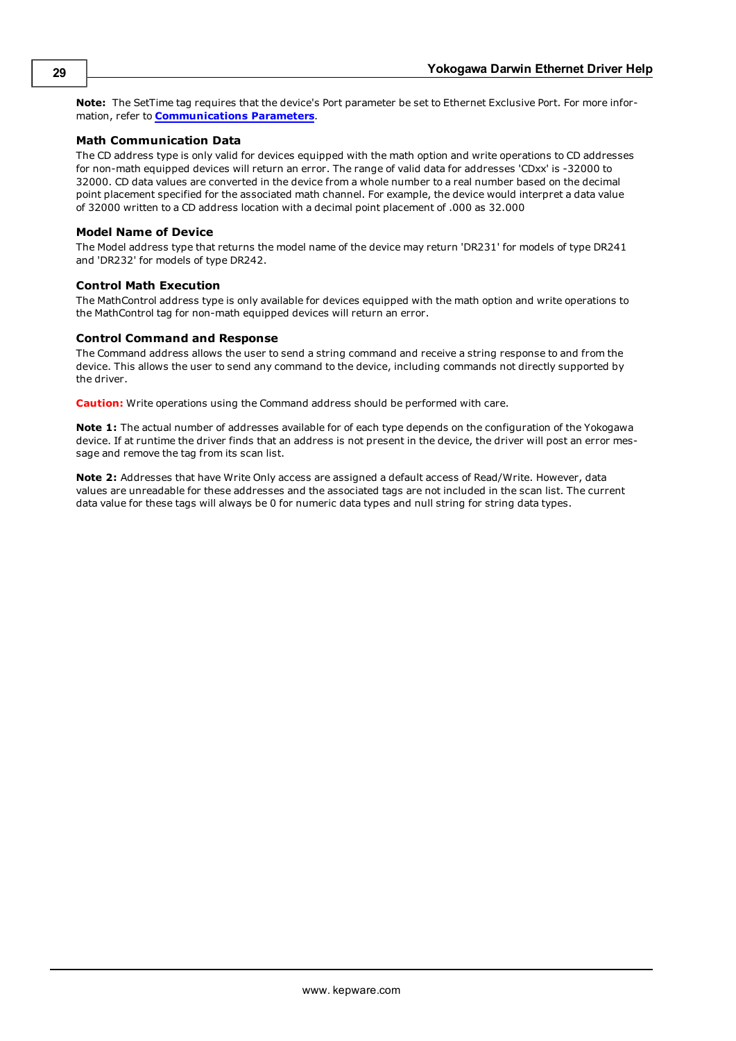**Note:** The SetTime tag requires that the device's Port parameter be set to Ethernet Exclusive Port. For more information, refer to **Communications Parameters**.

### Math Communication Data

The CD address type is only valid for devices equipped with the math option and write operations to CD addresses for non-math equipped devices will return an error. The range of valid data for addresses 'CDxx' is -32000 to 32000. CD data values are converted in the device from a whole number to a real number based on the decimal point placement specified for the associated math channel. For example, the device would interpret a data value of 32000 written to a CD address location with a decimal point placement of .000 as 32.000

### Model Name of Device

The Model address type that returns the model name of the device may return 'DR231' for models of type DR241 and 'DR232' for models of type DR242.

### Control Math Execution

The MathControl address type is only available for devices equipped with the math option and write operations to the MathControl tag for non-math equipped devices will return an error.

### Control Command and Response

The Command address allows the user to send a string command and receive a string response to and from the device. This allows the user to send any command to the device, including commands not directly supported by the driver.

**Caution:** Write operations using the Command address should be performed with care.

**Note 1:** The actual number of addresses available for of each type depends on the configuration of the Yokogawa device. If at runtime the driver finds that an address is not present in the device, the driver will post an error message and remove the tag from its scan list.

**Note 2:** Addresses that have Write Only access are assigned a default access of Read/Write. However, data values are unreadable for these addresses and the associated tags are not included in the scan list. The current data value for these tags will always be 0 for numeric data types and null string for string data types.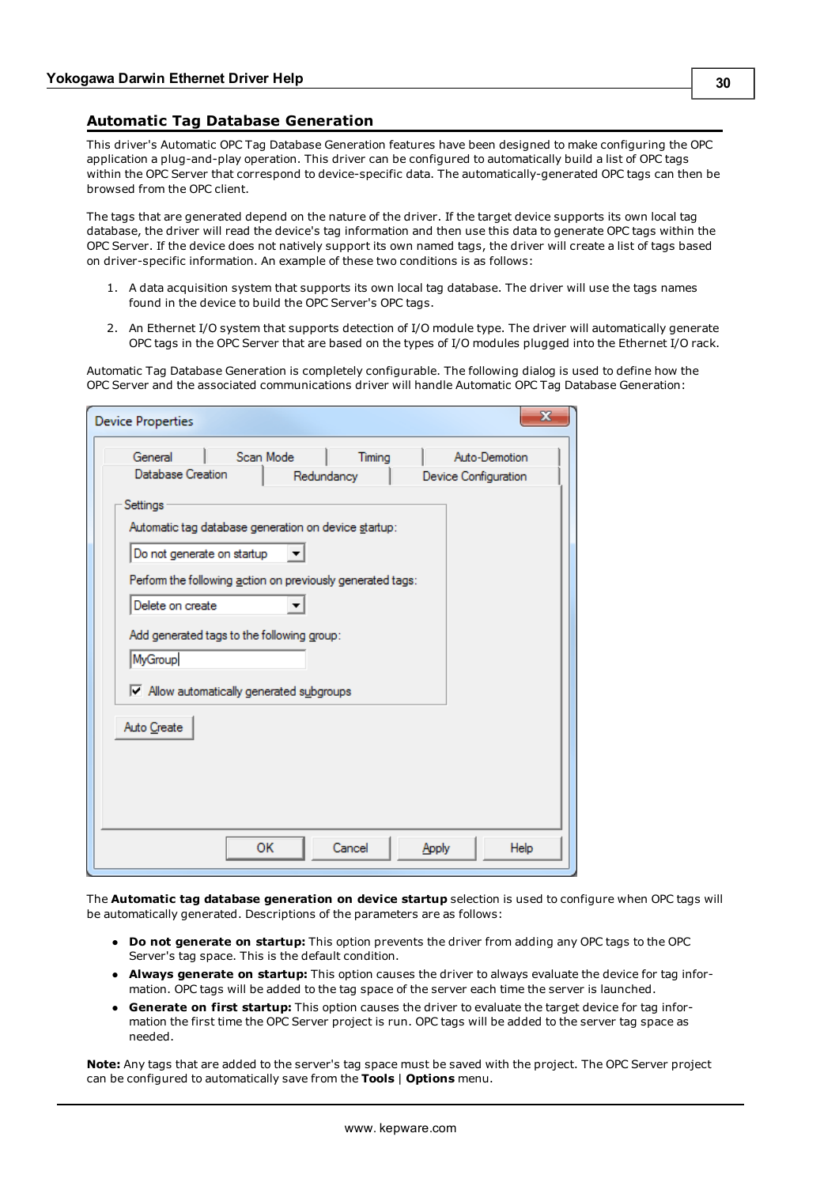## Automatic Tag Database Generation

This driver's Automatic OPC Tag Database Generation features have been designed to make configuring the OPC application a plug-and-play operation. This driver can be configured to automatically build a list of OPC tags within the OPC Server that correspond to device-specific data. The automatically-generated OPC tags can then be browsed from the OPC client.

The tags that are generated depend on the nature of the driver. If the target device supports its own local tag database, the driver will read the device's tag information and then use this data to generate OPC tags within the OPC Server. If the device does not natively support its own named tags, the driver will create a list of tags based on driver-specific information. An example of these two conditions is as follows:

1. A data acquisition system that supports its own local tag database. The driver will use the tags names found in the device to build the OPC Server's OPC tags.
2. An Ethernet I/O system that supports detection of I/O module type. The driver will automatically generate OPC tags in the OPC Server that are based on the types of I/O modules plugged into the Ethernet I/O rack.

Automatic Tag Database Generation is completely configurable. The following dialog is used to define how the OPC Server and the associated communications driver will handle Automatic OPC Tag Database Generation:

The **Automatic tag database generation on device startup** selection is used to configure when OPC tags will be automatically generated. Descriptions of the parameters are as follows:

- **Do not generate on startup:** This option prevents the driver from adding any OPC tags to the OPC Server's tag space. This is the default condition.
- **Always generate on startup:** This option causes the driver to always evaluate the device for tag information. OPC tags will be added to the tag space of the server each time the server is launched.
- **Generate on first startup:** This option causes the driver to evaluate the target device for tag information the first time the OPC Server project is run. OPC tags will be added to the server tag space as needed.

**Note:** Any tags that are added to the server's tag space must be saved with the project. The OPC Server project can be configured to automatically save from the **Tools** | **Options** menu.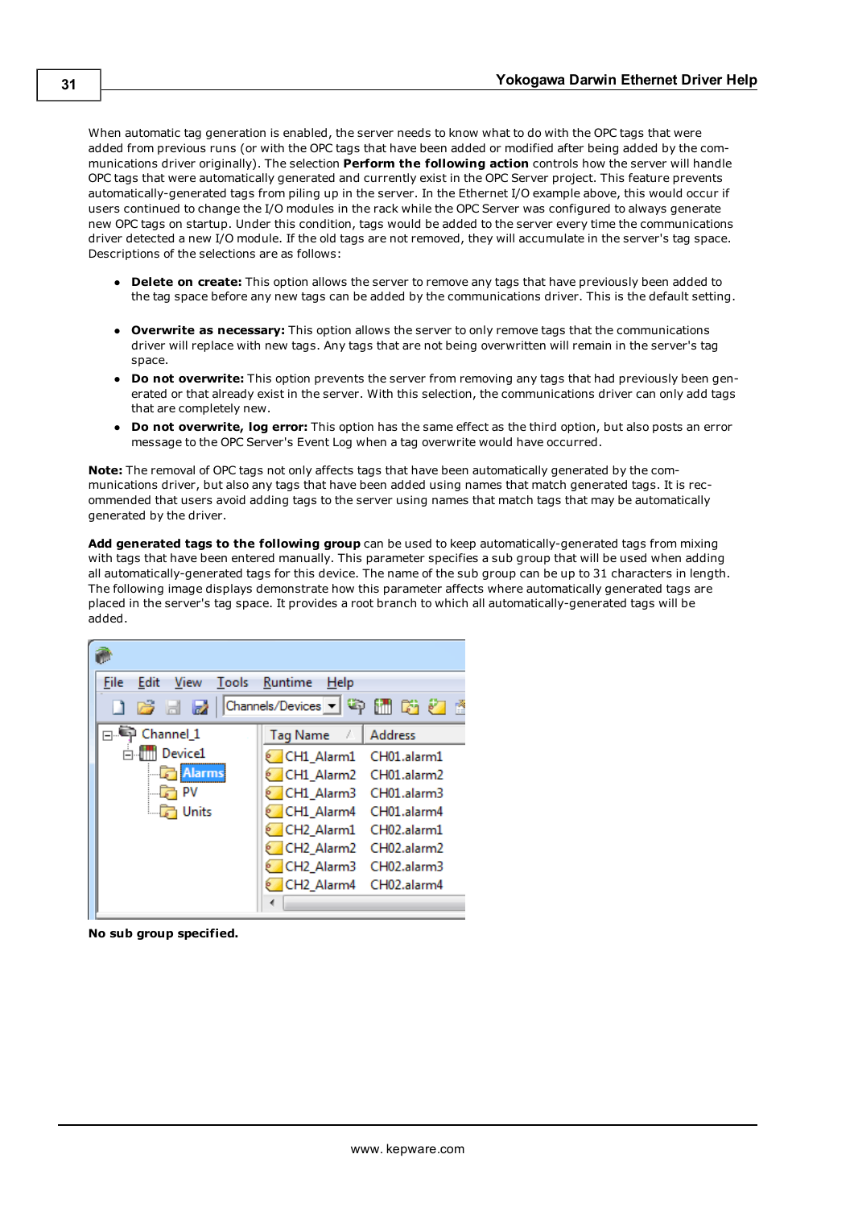When automatic tag generation is enabled, the server needs to know what to do with the OPC tags that were added from previous runs (or with the OPC tags that have been added or modified after being added by the communications driver originally). The selection **Perform the following action** controls how the server will handle OPC tags that were automatically generated and currently exist in the OPC Server project. This feature prevents automatically-generated tags from piling up in the server. In the Ethernet I/O example above, this would occur if users continued to change the I/O modules in the rack while the OPC Server was configured to always generate new OPC tags on startup. Under this condition, tags would be added to the server every time the communications driver detected a new I/O module. If the old tags are not removed, they will accumulate in the server's tag space. Descriptions of the selections are as follows:

- **Delete on create:** This option allows the server to remove any tags that have previously been added to the tag space before any new tags can be added by the communications driver. This is the default setting.
- **Overwrite as necessary:** This option allows the server to only remove tags that the communications driver will replace with new tags. Any tags that are not being overwritten will remain in the server's tag space.
- **Do not overwrite:** This option prevents the server from removing any tags that had previously been generated or that already exist in the server. With this selection, the communications driver can only add tags that are completely new.
- **Do not overwrite, log error:** This option has the same effect as the third option, but also posts an error message to the OPC Server's Event Log when a tag overwrite would have occurred.

**Note:** The removal of OPC tags not only affects tags that have been automatically generated by the communications driver, but also any tags that have been added using names that match generated tags. It is recommended that users avoid adding tags to the server using names that match tags that may be automatically generated by the driver.

**Add generated tags to the following group** can be used to keep automatically-generated tags from mixing with tags that have been entered manually. This parameter specifies a sub group that will be used when adding all automatically-generated tags for this device. The name of the sub group can be up to 31 characters in length. The following image displays demonstrate how this parameter affects where automatically generated tags are placed in the server's tag space. It provides a root branch to which all automatically-generated tags will be added.

**No sub group specified.**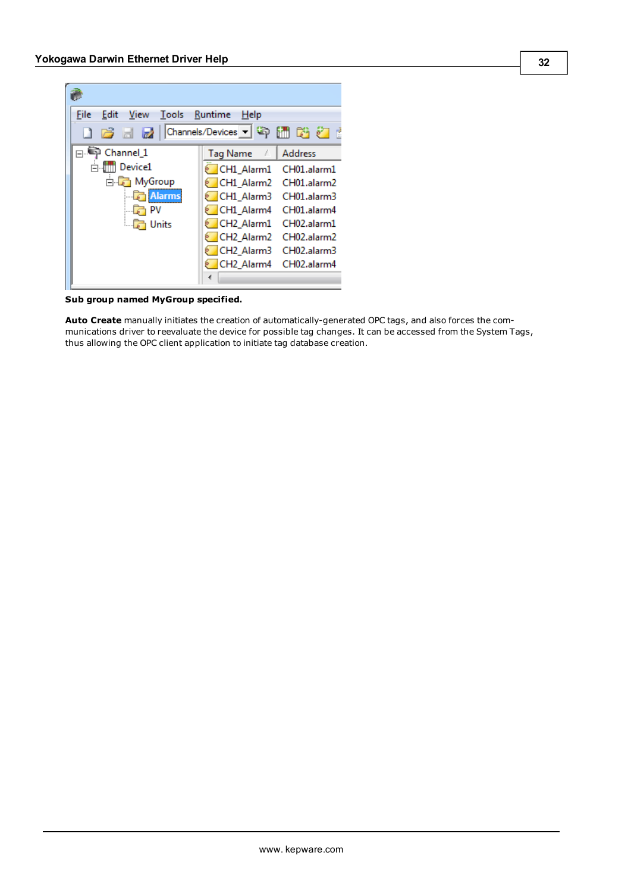**Sub group named MyGroup specified.**

**Auto Create** manually initiates the creation of automatically-generated OPC tags, and also forces the communications driver to reevaluate the device for possible tag changes. It can be accessed from the System Tags, thus allowing the OPC client application to initiate tag database creation.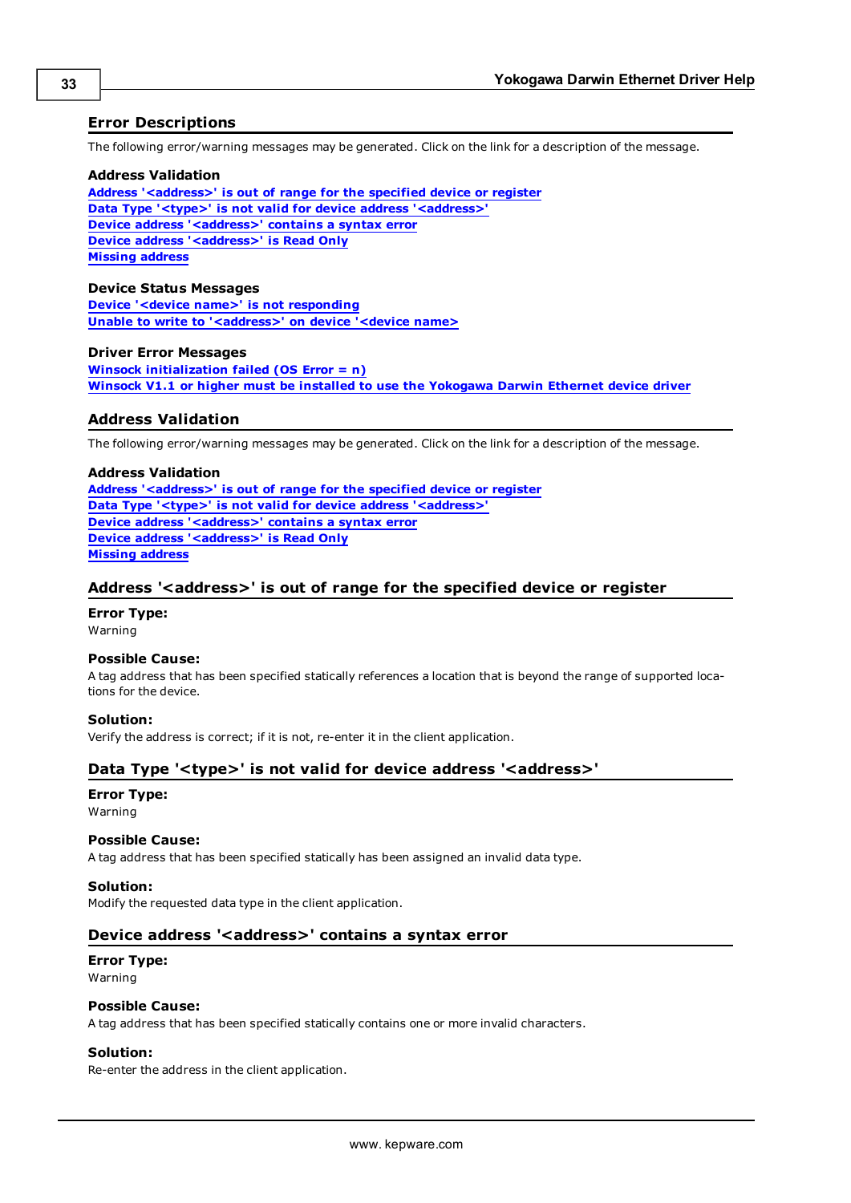## Error Descriptions

The following error/warning messages may be generated. Click on the link for a description of the message.

**Address Validation**
**Address '<address>' is out of range for the specified device or register**
**Data Type '<type>' is not valid for device address '<address>'**
**Device address '<address>' contains a syntax error**
**Device address '<address>' is Read Only**
**Missing address**

**Device Status Messages**
**Device '<device name>' is not responding**
**Unable to write to '<address>' on device '<device name>**

**Driver Error Messages**
**Winsock initialization failed (OS Error = n)**
**Winsock V1.1 or higher must be installed to use the Yokogawa Darwin Ethernet device driver**

## Address Validation

The following error/warning messages may be generated. Click on the link for a description of the message.

**Address Validation**
**Address '<address>' is out of range for the specified device or register**
**Data Type '<type>' is not valid for device address '<address>'**
**Device address '<address>' contains a syntax error**
**Device address '<address>' is Read Only**
**Missing address**

### Address '<address>' is out of range for the specified device or register

**Error Type:**
Warning

**Possible Cause:**
A tag address that has been specified statically references a location that is beyond the range of supported locations for the device.

**Solution:**
Verify the address is correct; if it is not, re-enter it in the client application.

### Data Type '<type>' is not valid for device address '<address>'

**Error Type:**
Warning

**Possible Cause:**
A tag address that has been specified statically has been assigned an invalid data type.

**Solution:**
Modify the requested data type in the client application.

### Device address '<address>' contains a syntax error

**Error Type:**
Warning

**Possible Cause:**
A tag address that has been specified statically contains one or more invalid characters.

**Solution:**
Re-enter the address in the client application.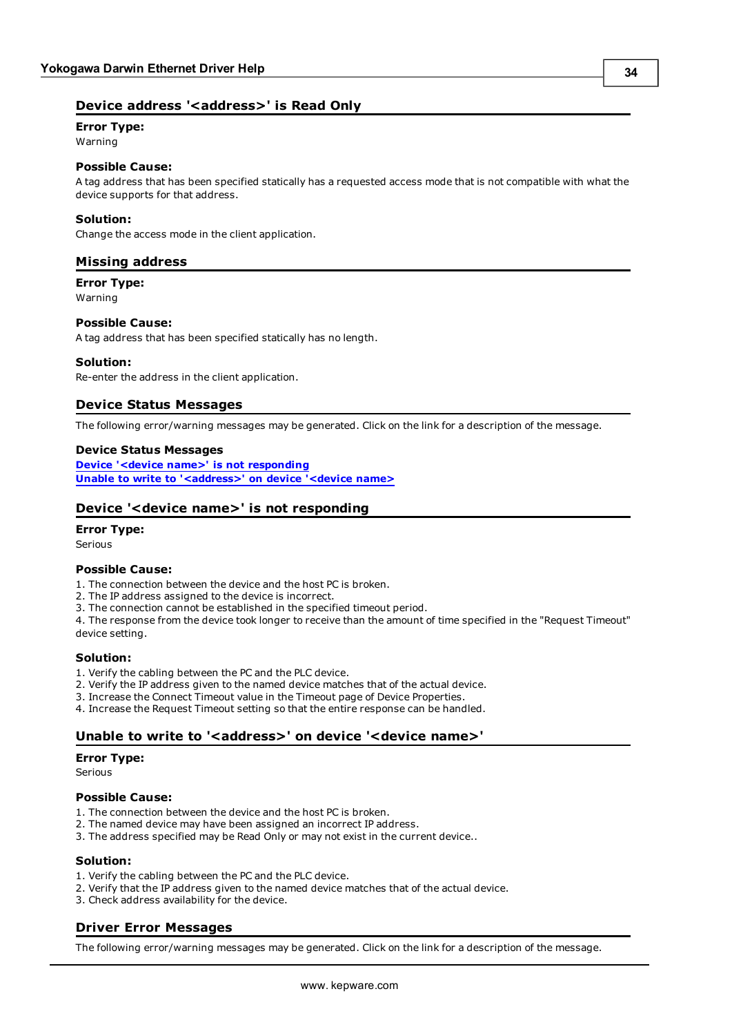## Device address '<address>' is Read Only

**Error Type:**
Warning

**Possible Cause:**
A tag address that has been specified statically has a requested access mode that is not compatible with what the device supports for that address.

**Solution:**
Change the access mode in the client application.

## Missing address

**Error Type:**
Warning

**Possible Cause:**
A tag address that has been specified statically has no length.

**Solution:**
Re-enter the address in the client application.

## Device Status Messages

The following error/warning messages may be generated. Click on the link for a description of the message.

**Device Status Messages**
Device '<device name>' is not responding
Unable to write to '<address>' on device '<device name>

## Device '<device name>' is not responding

**Error Type:**
Serious

**Possible Cause:**
1. The connection between the device and the host PC is broken.
2. The IP address assigned to the device is incorrect.
3. The connection cannot be established in the specified timeout period.
4. The response from the device took longer to receive than the amount of time specified in the "Request Timeout" device setting.

**Solution:**
1. Verify the cabling between the PC and the PLC device.
2. Verify the IP address given to the named device matches that of the actual device.
3. Increase the Connect Timeout value in the Timeout page of Device Properties.
4. Increase the Request Timeout setting so that the entire response can be handled.

## Unable to write to '<address>' on device '<device name>'

**Error Type:**
Serious

**Possible Cause:**
1. The connection between the device and the host PC is broken.
2. The named device may have been assigned an incorrect IP address.
3. The address specified may be Read Only or may not exist in the current device..

**Solution:**
1. Verify the cabling between the PC and the PLC device.
2. Verify that the IP address given to the named device matches that of the actual device.
3. Check address availability for the device.

## Driver Error Messages

The following error/warning messages may be generated. Click on the link for a description of the message.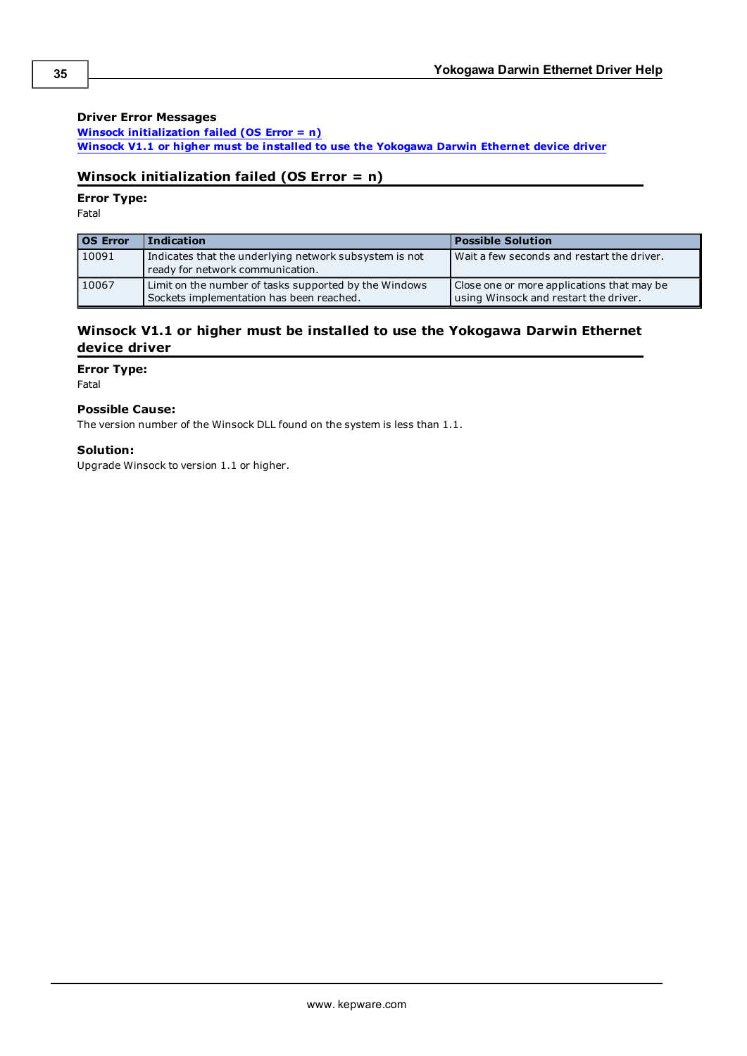### Driver Error Messages

[Winsock initialization failed (OS Error = n)](#)
[Winsock V1.1 or higher must be installed to use the Yokogawa Darwin Ethernet device driver](#)

## Winsock initialization failed (OS Error = n)

**Error Type:**
Fatal

| OS Error | Indication | Possible Solution |
| --- | --- | --- |
| 10091 | Indicates that the underlying network subsystem is not ready for network communication. | Wait a few seconds and restart the driver. |
| 10067 | Limit on the number of tasks supported by the Windows Sockets implementation has been reached. | Close one or more applications that may be using Winsock and restart the driver. |

## Winsock V1.1 or higher must be installed to use the Yokogawa Darwin Ethernet device driver

**Error Type:**
Fatal

**Possible Cause:**
The version number of the Winsock DLL found on the system is less than 1.1.

**Solution:**
Upgrade Winsock to version 1.1 or higher.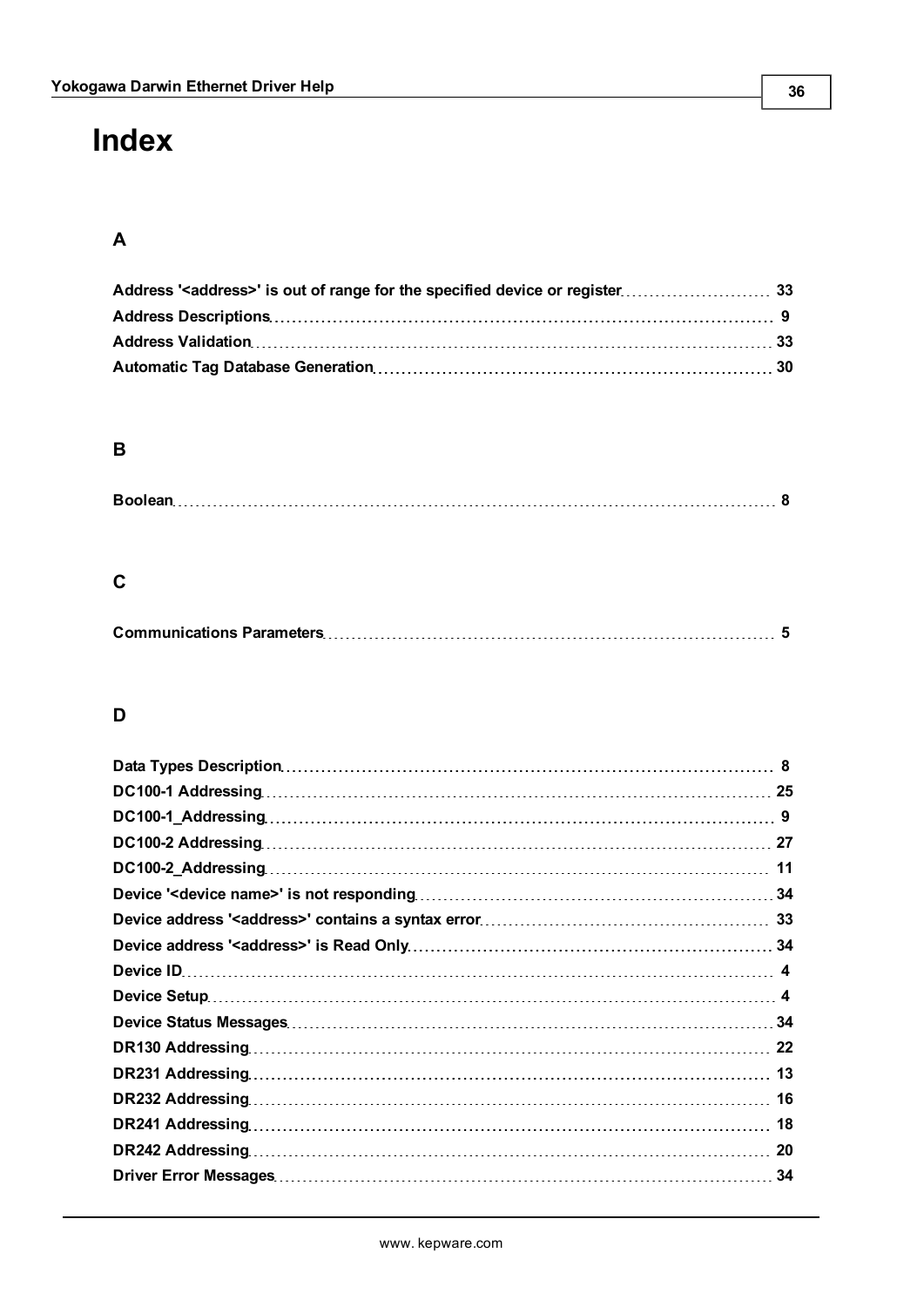# Index

## A

**Address '<address>' is out of range for the specified device or register** 33
**Address Descriptions** 9
**Address Validation** 33
**Automatic Tag Database Generation** 30

## B

**Boolean** 8

## C

**Communications Parameters** 5

## D

**Data Types Description** 8
**DC100-1 Addressing** 25
**DC100-1_Addressing** 9
**DC100-2 Addressing** 27
**DC100-2_Addressing** 11
**Device '<device name>' is not responding** 34
**Device address '<address>' contains a syntax error** 33
**Device address '<address>' is Read Only** 34
**Device ID** 4
**Device Setup** 4
**Device Status Messages** 34
**DR130 Addressing** 22
**DR231 Addressing** 13
**DR232 Addressing** 16
**DR241 Addressing** 18
**DR242 Addressing** 20
**Driver Error Messages** 34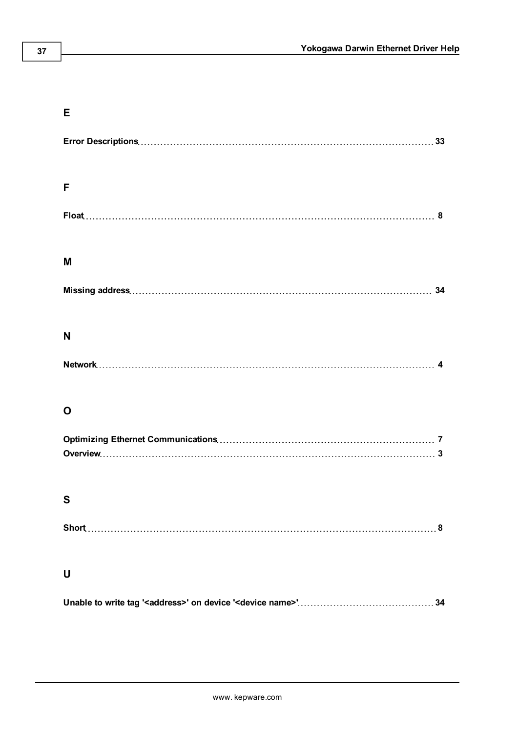## E

**Error Descriptions** 33

## F

**Float** 8

## M

**Missing address** 34

## N

**Network** 4

## O

**Optimizing Ethernet Communications** 7
**Overview** 3

## S

**Short** 8

## U

**Unable to write tag '<address>' on device '<device name>'** 34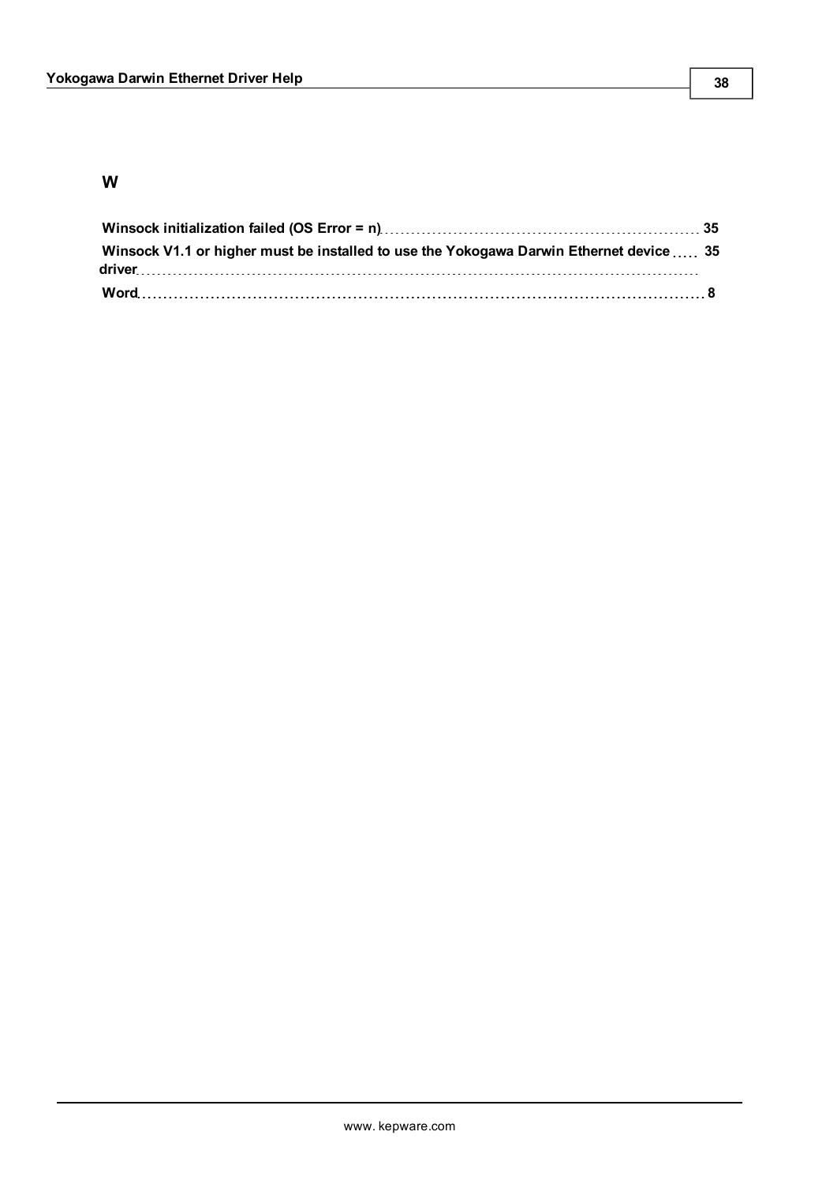## W

Winsock initialization failed (OS Error = n) 35

Winsock V1.1 or higher must be installed to use the Yokogawa Darwin Ethernet device driver 35

Word 8